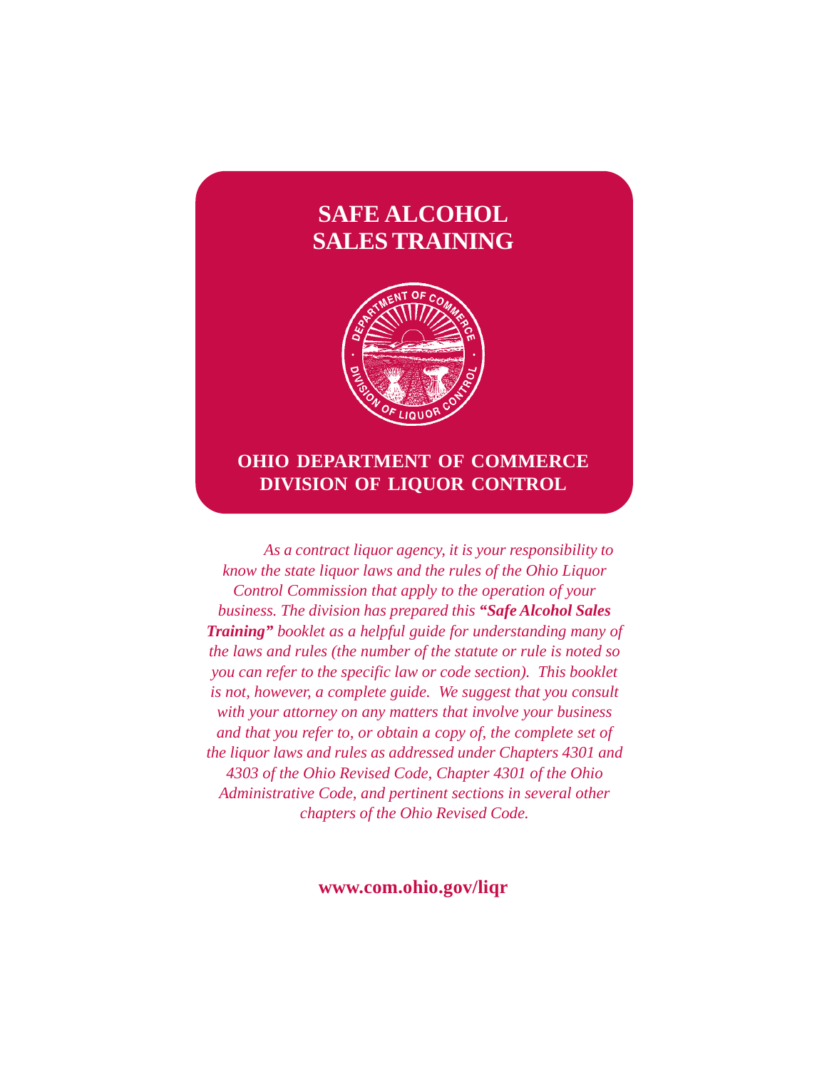# SAFE ALCOHOL SALES TRAINING

**OHIO DEPARTMENT OF COMMERCE**
**DIVISION OF LIQUOR CONTROL**

*As a contract liquor agency, it is your responsibility to know the state liquor laws and the rules of the Ohio Liquor Control Commission that apply to the operation of your business. The division has prepared this* ***"Safe Alcohol Sales Training"*** *booklet as a helpful guide for understanding many of the laws and rules (the number of the statute or rule is noted so you can refer to the specific law or code section). This booklet is not, however, a complete guide. We suggest that you consult with your attorney on any matters that involve your business and that you refer to, or obtain a copy of, the complete set of the liquor laws and rules as addressed under Chapters 4301 and 4303 of the Ohio Revised Code, Chapter 4301 of the Ohio Administrative Code, and pertinent sections in several other chapters of the Ohio Revised Code.*

**www.com.ohio.gov/liqr**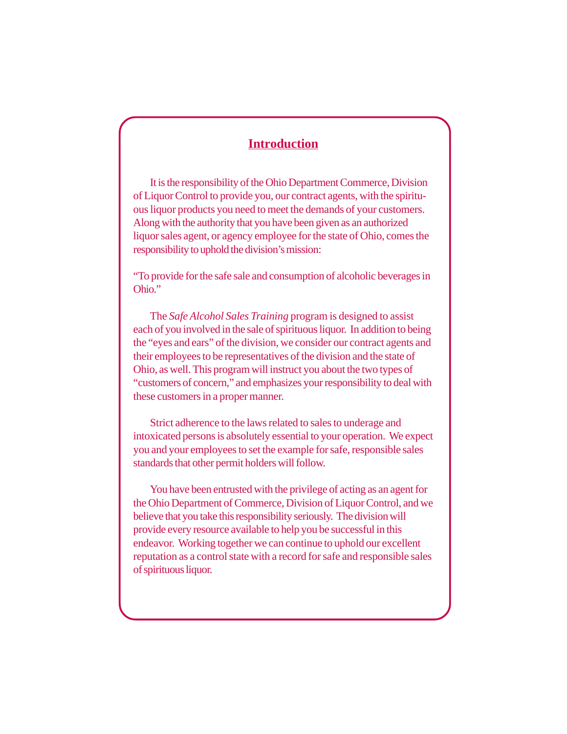# Introduction

It is the responsibility of the Ohio Department Commerce, Division of Liquor Control to provide you, our contract agents, with the spirituous liquor products you need to meet the demands of your customers. Along with the authority that you have been given as an authorized liquor sales agent, or agency employee for the state of Ohio, comes the responsibility to uphold the division's mission:

"To provide for the safe sale and consumption of alcoholic beverages in Ohio."

The *Safe Alcohol Sales Training* program is designed to assist each of you involved in the sale of spirituous liquor. In addition to being the "eyes and ears" of the division, we consider our contract agents and their employees to be representatives of the division and the state of Ohio, as well. This program will instruct you about the two types of "customers of concern," and emphasizes your responsibility to deal with these customers in a proper manner.

Strict adherence to the laws related to sales to underage and intoxicated persons is absolutely essential to your operation. We expect you and your employees to set the example for safe, responsible sales standards that other permit holders will follow.

You have been entrusted with the privilege of acting as an agent for the Ohio Department of Commerce, Division of Liquor Control, and we believe that you take this responsibility seriously. The division will provide every resource available to help you be successful in this endeavor. Working together we can continue to uphold our excellent reputation as a control state with a record for safe and responsible sales of spirituous liquor.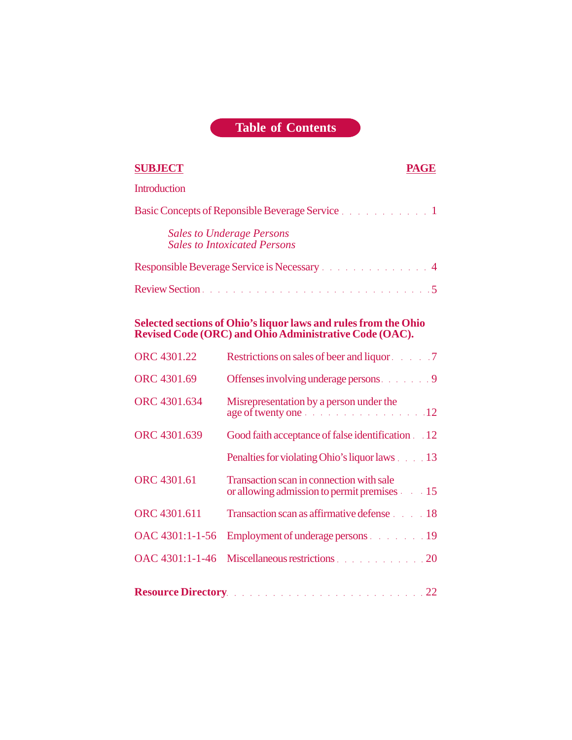# Table of Contents

| **SUBJECT** | **PAGE** |
|---|---|
| Introduction | |
| Basic Concepts of Reponsible Beverage Service | 1 |
| *Sales to Underage Persons* | |
| *Sales to Intoxicated Persons* | |
| Responsible Beverage Service is Necessary | 4 |
| Review Section | 5 |

**Selected sections of Ohio's liquor laws and rules from the Ohio Revised Code (ORC) and Ohio Administrative Code (OAC).**

| | | |
|---|---|---|
| ORC 4301.22 | Restrictions on sales of beer and liquor | 7 |
| ORC 4301.69 | Offenses involving underage persons | 9 |
| ORC 4301.634 | Misrepresentation by a person under the age of twenty one | 12 |
| ORC 4301.639 | Good faith acceptance of false identification | 12 |
| | Penalties for violating Ohio's liquor laws | 13 |
| ORC 4301.61 | Transaction scan in connection with sale or allowing admission to permit premises | 15 |
| ORC 4301.611 | Transaction scan as affirmative defense | 18 |
| OAC 4301:1-1-56 | Employment of underage persons | 19 |
| OAC 4301:1-1-46 | Miscellaneous restrictions | 20 |

**Resource Directory** . . . 22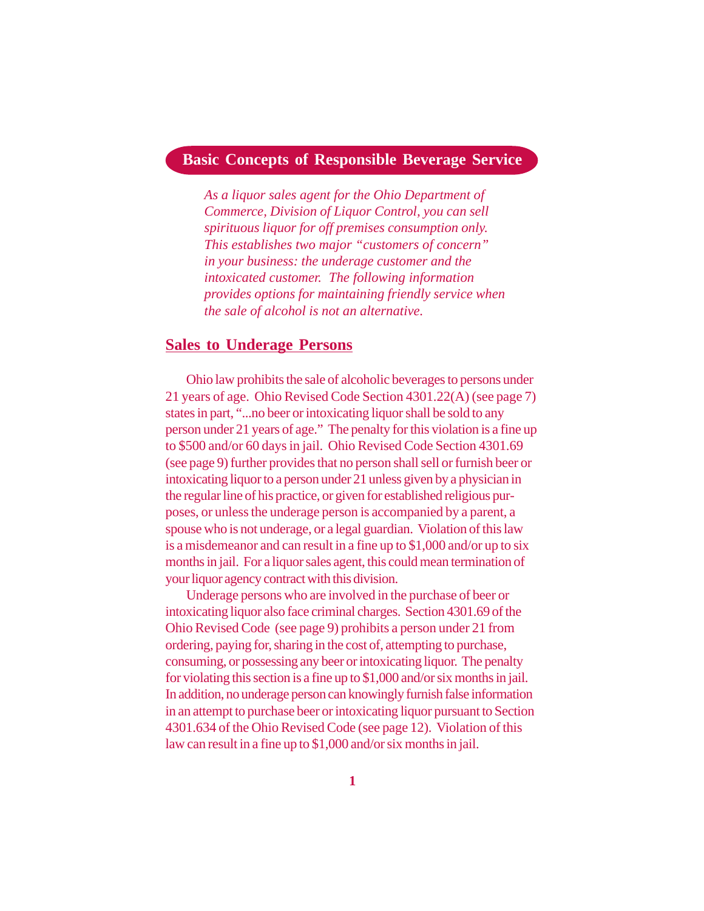## Basic Concepts of Responsible Beverage Service

*As a liquor sales agent for the Ohio Department of Commerce, Division of Liquor Control, you can sell spirituous liquor for off premises consumption only. This establishes two major "customers of concern" in your business: the underage customer and the intoxicated customer. The following information provides options for maintaining friendly service when the sale of alcohol is not an alternative.*

### Sales to Underage Persons

Ohio law prohibits the sale of alcoholic beverages to persons under 21 years of age. Ohio Revised Code Section 4301.22(A) (see page 7) states in part, "...no beer or intoxicating liquor shall be sold to any person under 21 years of age." The penalty for this violation is a fine up to $500 and/or 60 days in jail. Ohio Revised Code Section 4301.69 (see page 9) further provides that no person shall sell or furnish beer or intoxicating liquor to a person under 21 unless given by a physician in the regular line of his practice, or given for established religious purposes, or unless the underage person is accompanied by a parent, a spouse who is not underage, or a legal guardian. Violation of this law is a misdemeanor and can result in a fine up to $1,000 and/or up to six months in jail. For a liquor sales agent, this could mean termination of your liquor agency contract with this division.

Underage persons who are involved in the purchase of beer or intoxicating liquor also face criminal charges. Section 4301.69 of the Ohio Revised Code (see page 9) prohibits a person under 21 from ordering, paying for, sharing in the cost of, attempting to purchase, consuming, or possessing any beer or intoxicating liquor. The penalty for violating this section is a fine up to $1,000 and/or six months in jail. In addition, no underage person can knowingly furnish false information in an attempt to purchase beer or intoxicating liquor pursuant to Section 4301.634 of the Ohio Revised Code (see page 12). Violation of this law can result in a fine up to $1,000 and/or six months in jail.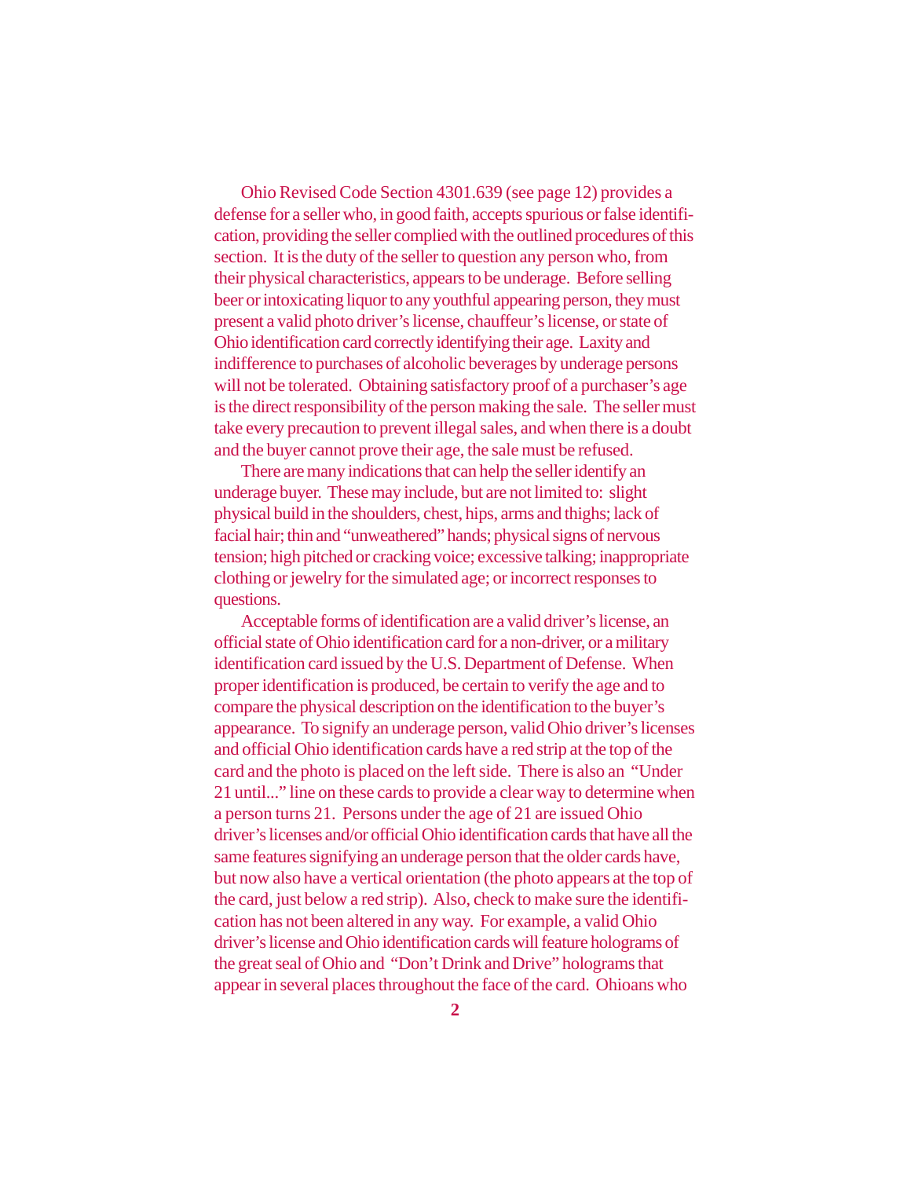Ohio Revised Code Section 4301.639 (see page 12) provides a defense for a seller who, in good faith, accepts spurious or false identification, providing the seller complied with the outlined procedures of this section. It is the duty of the seller to question any person who, from their physical characteristics, appears to be underage. Before selling beer or intoxicating liquor to any youthful appearing person, they must present a valid photo driver's license, chauffeur's license, or state of Ohio identification card correctly identifying their age. Laxity and indifference to purchases of alcoholic beverages by underage persons will not be tolerated. Obtaining satisfactory proof of a purchaser's age is the direct responsibility of the person making the sale. The seller must take every precaution to prevent illegal sales, and when there is a doubt and the buyer cannot prove their age, the sale must be refused.

There are many indications that can help the seller identify an underage buyer. These may include, but are not limited to: slight physical build in the shoulders, chest, hips, arms and thighs; lack of facial hair; thin and "unweathered" hands; physical signs of nervous tension; high pitched or cracking voice; excessive talking; inappropriate clothing or jewelry for the simulated age; or incorrect responses to questions.

Acceptable forms of identification are a valid driver's license, an official state of Ohio identification card for a non-driver, or a military identification card issued by the U.S. Department of Defense. When proper identification is produced, be certain to verify the age and to compare the physical description on the identification to the buyer's appearance. To signify an underage person, valid Ohio driver's licenses and official Ohio identification cards have a red strip at the top of the card and the photo is placed on the left side. There is also an "Under 21 until..." line on these cards to provide a clear way to determine when a person turns 21. Persons under the age of 21 are issued Ohio driver's licenses and/or official Ohio identification cards that have all the same features signifying an underage person that the older cards have, but now also have a vertical orientation (the photo appears at the top of the card, just below a red strip). Also, check to make sure the identification has not been altered in any way. For example, a valid Ohio driver's license and Ohio identification cards will feature holograms of the great seal of Ohio and "Don't Drink and Drive" holograms that appear in several places throughout the face of the card. Ohioans who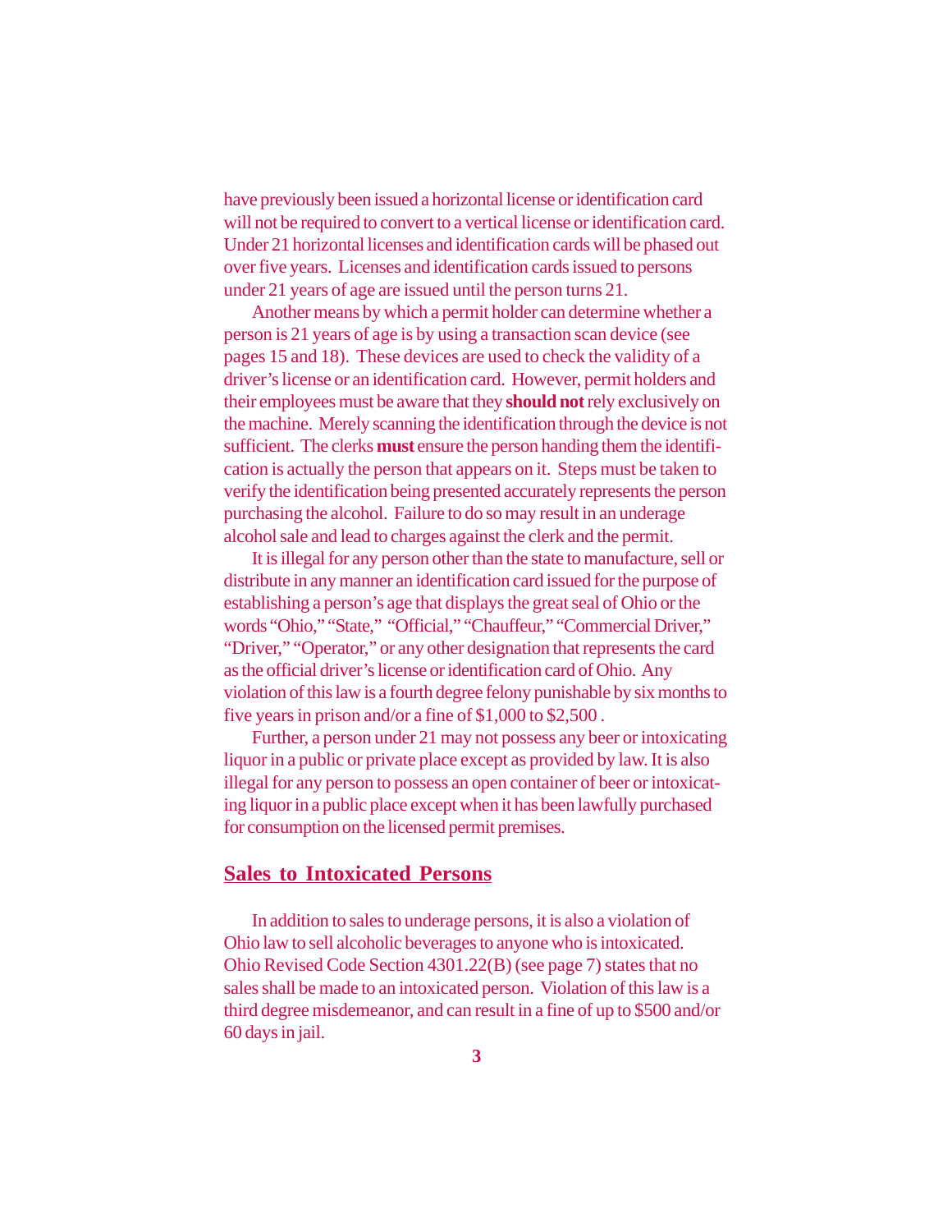have previously been issued a horizontal license or identification card will not be required to convert to a vertical license or identification card. Under 21 horizontal licenses and identification cards will be phased out over five years. Licenses and identification cards issued to persons under 21 years of age are issued until the person turns 21.

Another means by which a permit holder can determine whether a person is 21 years of age is by using a transaction scan device (see pages 15 and 18). These devices are used to check the validity of a driver's license or an identification card. However, permit holders and their employees must be aware that they **should not** rely exclusively on the machine. Merely scanning the identification through the device is not sufficient. The clerks **must** ensure the person handing them the identification is actually the person that appears on it. Steps must be taken to verify the identification being presented accurately represents the person purchasing the alcohol. Failure to do so may result in an underage alcohol sale and lead to charges against the clerk and the permit.

It is illegal for any person other than the state to manufacture, sell or distribute in any manner an identification card issued for the purpose of establishing a person's age that displays the great seal of Ohio or the words "Ohio," "State," "Official," "Chauffeur," "Commercial Driver," "Driver," "Operator," or any other designation that represents the card as the official driver's license or identification card of Ohio. Any violation of this law is a fourth degree felony punishable by six months to five years in prison and/or a fine of $1,000 to $2,500 .

Further, a person under 21 may not possess any beer or intoxicating liquor in a public or private place except as provided by law. It is also illegal for any person to possess an open container of beer or intoxicating liquor in a public place except when it has been lawfully purchased for consumption on the licensed permit premises.

## Sales to Intoxicated Persons

In addition to sales to underage persons, it is also a violation of Ohio law to sell alcoholic beverages to anyone who is intoxicated. Ohio Revised Code Section 4301.22(B) (see page 7) states that no sales shall be made to an intoxicated person. Violation of this law is a third degree misdemeanor, and can result in a fine of up to $500 and/or 60 days in jail.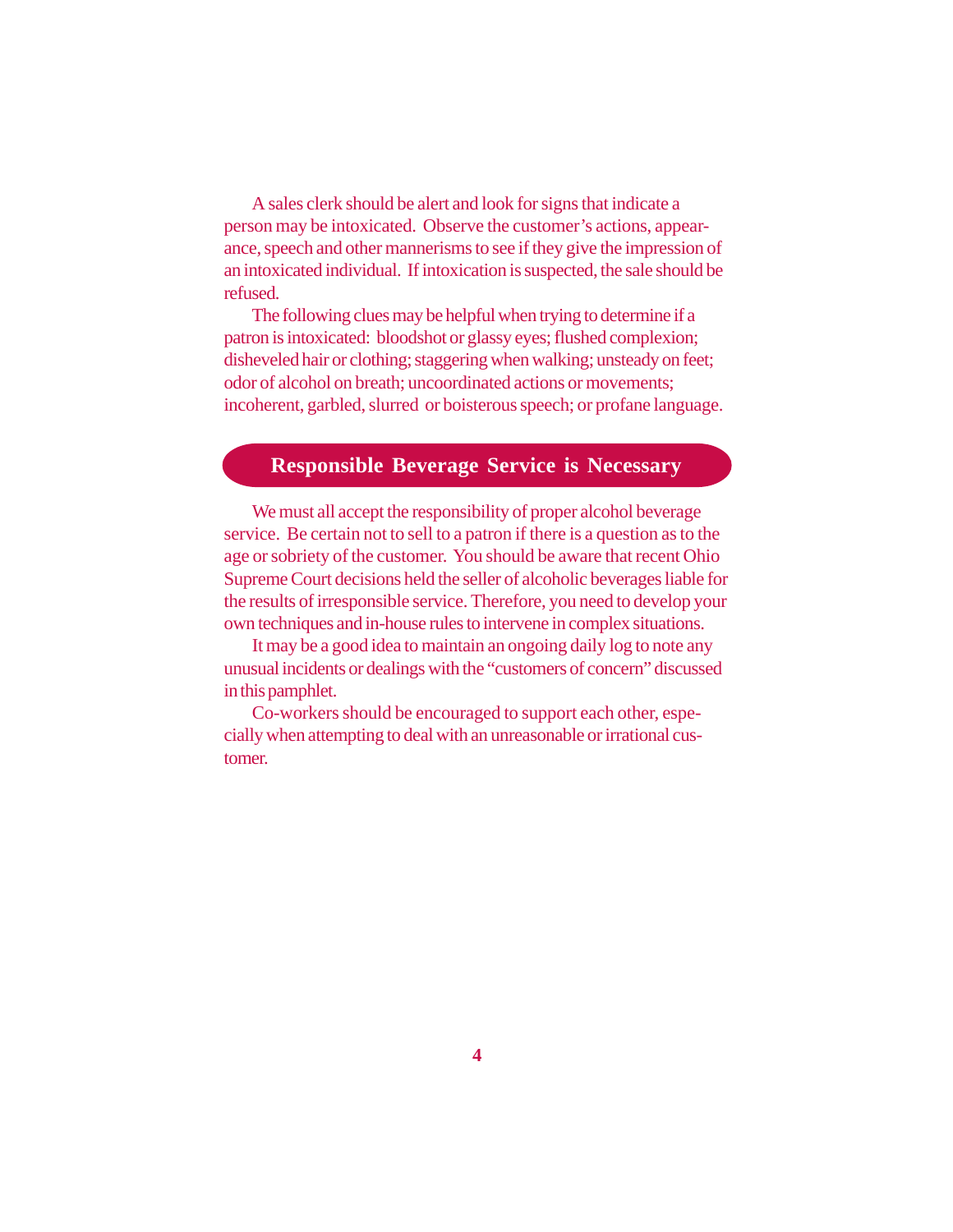A sales clerk should be alert and look for signs that indicate a person may be intoxicated. Observe the customer's actions, appearance, speech and other mannerisms to see if they give the impression of an intoxicated individual. If intoxication is suspected, the sale should be refused.

The following clues may be helpful when trying to determine if a patron is intoxicated: bloodshot or glassy eyes; flushed complexion; disheveled hair or clothing; staggering when walking; unsteady on feet; odor of alcohol on breath; uncoordinated actions or movements; incoherent, garbled, slurred or boisterous speech; or profane language.

## Responsible Beverage Service is Necessary

We must all accept the responsibility of proper alcohol beverage service. Be certain not to sell to a patron if there is a question as to the age or sobriety of the customer. You should be aware that recent Ohio Supreme Court decisions held the seller of alcoholic beverages liable for the results of irresponsible service. Therefore, you need to develop your own techniques and in-house rules to intervene in complex situations.

It may be a good idea to maintain an ongoing daily log to note any unusual incidents or dealings with the "customers of concern" discussed in this pamphlet.

Co-workers should be encouraged to support each other, especially when attempting to deal with an unreasonable or irrational customer.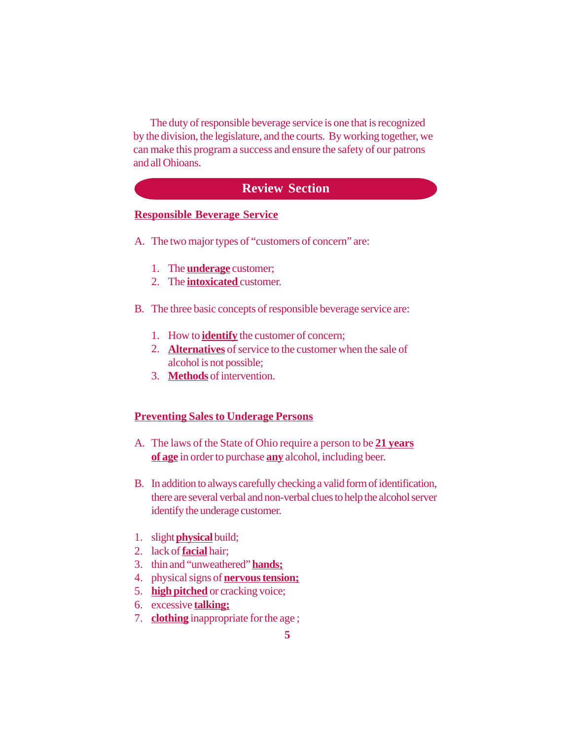The duty of responsible beverage service is one that is recognized by the division, the legislature, and the courts. By working together, we can make this program a success and ensure the safety of our patrons and all Ohioans.

## Review Section

### Responsible Beverage Service

A. The two major types of "customers of concern" are:

1. The **underage** customer;
2. The **intoxicated** customer.

B. The three basic concepts of responsible beverage service are:

1. How to **identify** the customer of concern;
2. **Alternatives** of service to the customer when the sale of alcohol is not possible;
3. **Methods** of intervention.

### Preventing Sales to Underage Persons

A. The laws of the State of Ohio require a person to be **21 years of age** in order to purchase **any** alcohol, including beer.

B. In addition to always carefully checking a valid form of identification, there are several verbal and non-verbal clues to help the alcohol server identify the underage customer.

1. slight **physical** build;
2. lack of **facial** hair;
3. thin and "unweathered" **hands;**
4. physical signs of **nervous tension;**
5. **high pitched** or cracking voice;
6. excessive **talking;**
7. **clothing** inappropriate for the age ;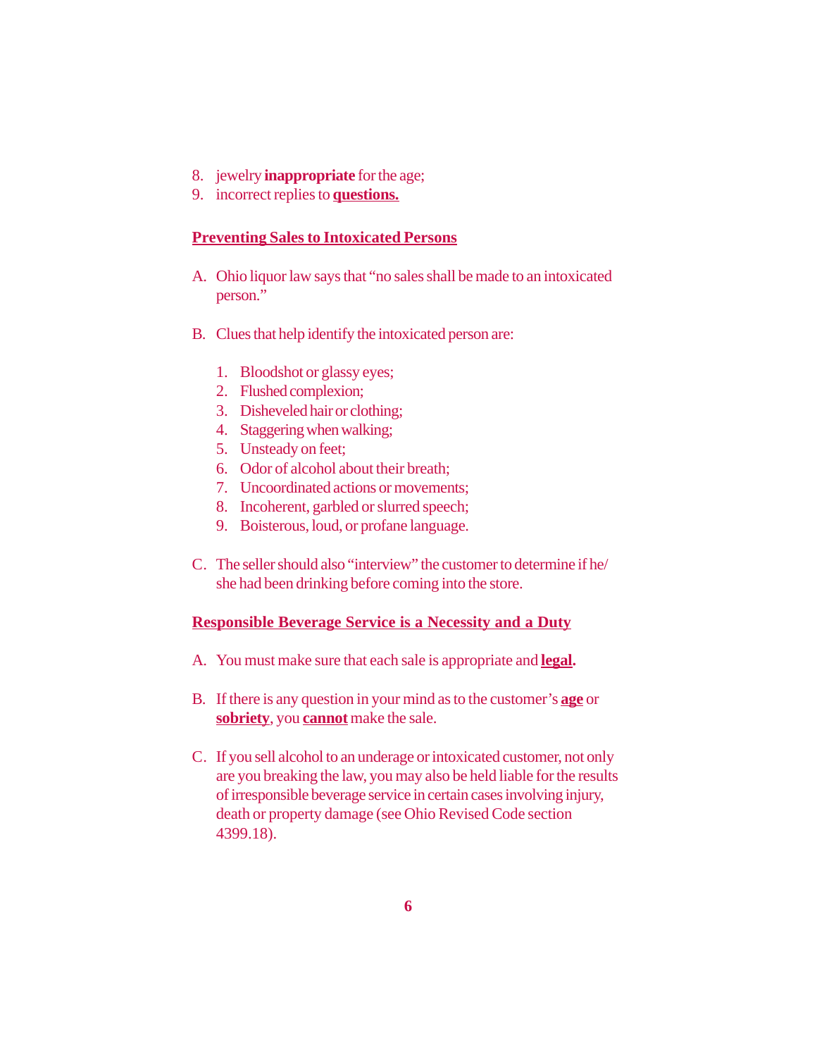8. jewelry **inappropriate** for the age;
9. incorrect replies to **<u>questions.</u>**

## <u>Preventing Sales to Intoxicated Persons</u>

A. Ohio liquor law says that “no sales shall be made to an intoxicated person.”

B. Clues that help identify the intoxicated person are:

   1. Bloodshot or glassy eyes;
   2. Flushed complexion;
   3. Disheveled hair or clothing;
   4. Staggering when walking;
   5. Unsteady on feet;
   6. Odor of alcohol about their breath;
   7. Uncoordinated actions or movements;
   8. Incoherent, garbled or slurred speech;
   9. Boisterous, loud, or profane language.

C. The seller should also “interview” the customer to determine if he/she had been drinking before coming into the store.

## <u>Responsible Beverage Service is a Necessity and a Duty</u>

A. You must make sure that each sale is appropriate and **<u>legal</u>.**

B. If there is any question in your mind as to the customer’s **<u>age</u>** or **<u>sobriety</u>**, you **<u>cannot</u>** make the sale.

C. If you sell alcohol to an underage or intoxicated customer, not only are you breaking the law, you may also be held liable for the results of irresponsible beverage service in certain cases involving injury, death or property damage (see Ohio Revised Code section 4399.18).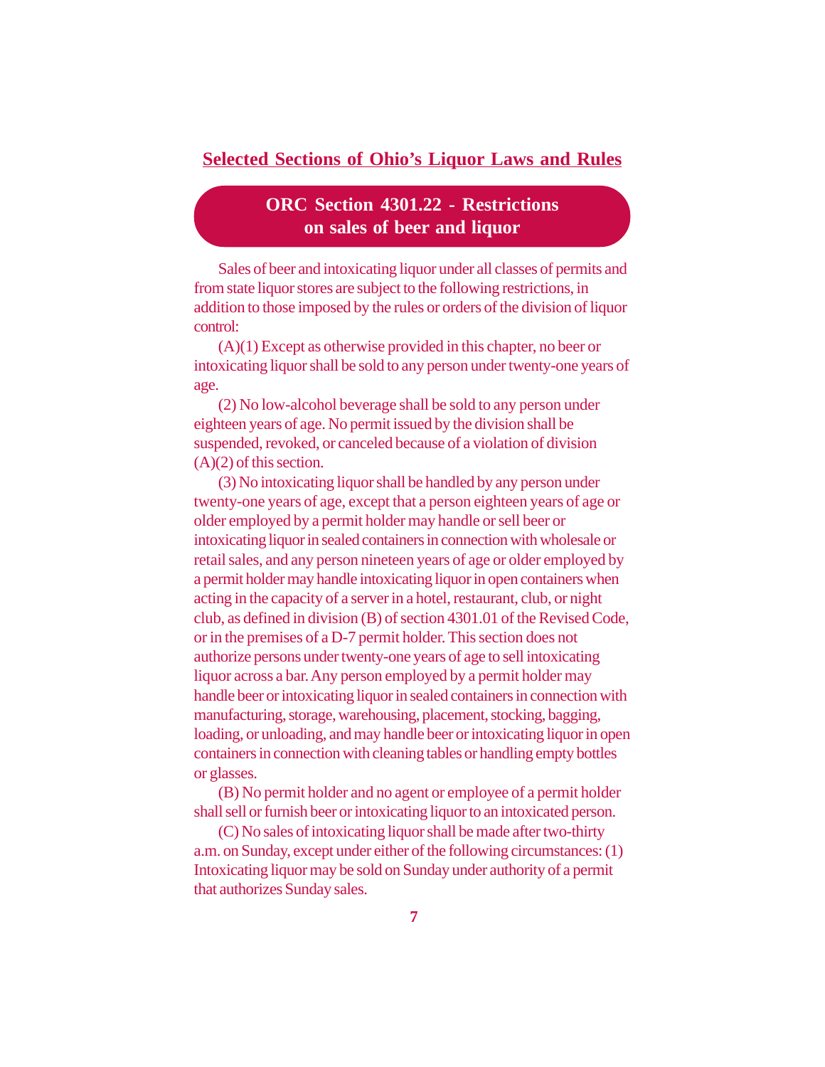## Selected Sections of Ohio's Liquor Laws and Rules

### ORC Section 4301.22 - Restrictions on sales of beer and liquor

Sales of beer and intoxicating liquor under all classes of permits and from state liquor stores are subject to the following restrictions, in addition to those imposed by the rules or orders of the division of liquor control:

(A)(1) Except as otherwise provided in this chapter, no beer or intoxicating liquor shall be sold to any person under twenty-one years of age.

(2) No low-alcohol beverage shall be sold to any person under eighteen years of age. No permit issued by the division shall be suspended, revoked, or canceled because of a violation of division (A)(2) of this section.

(3) No intoxicating liquor shall be handled by any person under twenty-one years of age, except that a person eighteen years of age or older employed by a permit holder may handle or sell beer or intoxicating liquor in sealed containers in connection with wholesale or retail sales, and any person nineteen years of age or older employed by a permit holder may handle intoxicating liquor in open containers when acting in the capacity of a server in a hotel, restaurant, club, or night club, as defined in division (B) of section 4301.01 of the Revised Code, or in the premises of a D-7 permit holder. This section does not authorize persons under twenty-one years of age to sell intoxicating liquor across a bar. Any person employed by a permit holder may handle beer or intoxicating liquor in sealed containers in connection with manufacturing, storage, warehousing, placement, stocking, bagging, loading, or unloading, and may handle beer or intoxicating liquor in open containers in connection with cleaning tables or handling empty bottles or glasses.

(B) No permit holder and no agent or employee of a permit holder shall sell or furnish beer or intoxicating liquor to an intoxicated person.

(C) No sales of intoxicating liquor shall be made after two-thirty a.m. on Sunday, except under either of the following circumstances: (1) Intoxicating liquor may be sold on Sunday under authority of a permit that authorizes Sunday sales.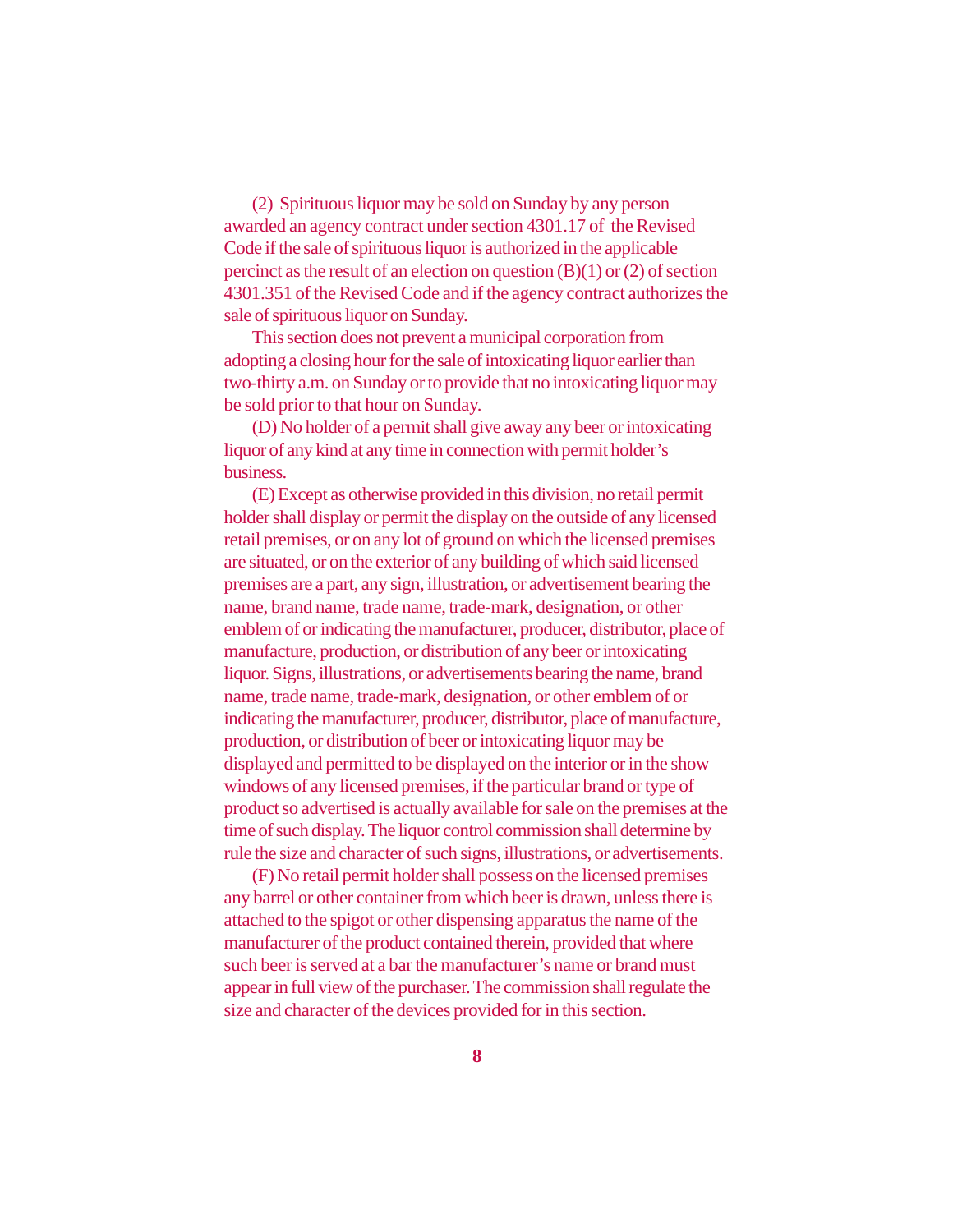(2) Spirituous liquor may be sold on Sunday by any person awarded an agency contract under section 4301.17 of the Revised Code if the sale of spirituous liquor is authorized in the applicable percinct as the result of an election on question (B)(1) or (2) of section 4301.351 of the Revised Code and if the agency contract authorizes the sale of spirituous liquor on Sunday.

This section does not prevent a municipal corporation from adopting a closing hour for the sale of intoxicating liquor earlier than two-thirty a.m. on Sunday or to provide that no intoxicating liquor may be sold prior to that hour on Sunday.

(D) No holder of a permit shall give away any beer or intoxicating liquor of any kind at any time in connection with permit holder's business.

(E) Except as otherwise provided in this division, no retail permit holder shall display or permit the display on the outside of any licensed retail premises, or on any lot of ground on which the licensed premises are situated, or on the exterior of any building of which said licensed premises are a part, any sign, illustration, or advertisement bearing the name, brand name, trade name, trade-mark, designation, or other emblem of or indicating the manufacturer, producer, distributor, place of manufacture, production, or distribution of any beer or intoxicating liquor. Signs, illustrations, or advertisements bearing the name, brand name, trade name, trade-mark, designation, or other emblem of or indicating the manufacturer, producer, distributor, place of manufacture, production, or distribution of beer or intoxicating liquor may be displayed and permitted to be displayed on the interior or in the show windows of any licensed premises, if the particular brand or type of product so advertised is actually available for sale on the premises at the time of such display. The liquor control commission shall determine by rule the size and character of such signs, illustrations, or advertisements.

(F) No retail permit holder shall possess on the licensed premises any barrel or other container from which beer is drawn, unless there is attached to the spigot or other dispensing apparatus the name of the manufacturer of the product contained therein, provided that where such beer is served at a bar the manufacturer's name or brand must appear in full view of the purchaser. The commission shall regulate the size and character of the devices provided for in this section.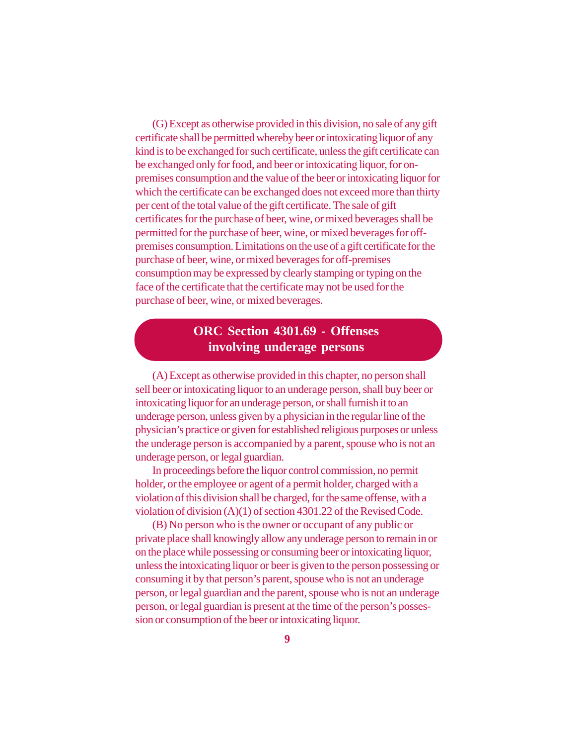(G) Except as otherwise provided in this division, no sale of any gift certificate shall be permitted whereby beer or intoxicating liquor of any kind is to be exchanged for such certificate, unless the gift certificate can be exchanged only for food, and beer or intoxicating liquor, for on-premises consumption and the value of the beer or intoxicating liquor for which the certificate can be exchanged does not exceed more than thirty per cent of the total value of the gift certificate. The sale of gift certificates for the purchase of beer, wine, or mixed beverages shall be permitted for the purchase of beer, wine, or mixed beverages for off-premises consumption. Limitations on the use of a gift certificate for the purchase of beer, wine, or mixed beverages for off-premises consumption may be expressed by clearly stamping or typing on the face of the certificate that the certificate may not be used for the purchase of beer, wine, or mixed beverages.

## ORC Section 4301.69 - Offenses involving underage persons

(A) Except as otherwise provided in this chapter, no person shall sell beer or intoxicating liquor to an underage person, shall buy beer or intoxicating liquor for an underage person, or shall furnish it to an underage person, unless given by a physician in the regular line of the physician's practice or given for established religious purposes or unless the underage person is accompanied by a parent, spouse who is not an underage person, or legal guardian.

In proceedings before the liquor control commission, no permit holder, or the employee or agent of a permit holder, charged with a violation of this division shall be charged, for the same offense, with a violation of division (A)(1) of section 4301.22 of the Revised Code.

(B) No person who is the owner or occupant of any public or private place shall knowingly allow any underage person to remain in or on the place while possessing or consuming beer or intoxicating liquor, unless the intoxicating liquor or beer is given to the person possessing or consuming it by that person's parent, spouse who is not an underage person, or legal guardian and the parent, spouse who is not an underage person, or legal guardian is present at the time of the person's possession or consumption of the beer or intoxicating liquor.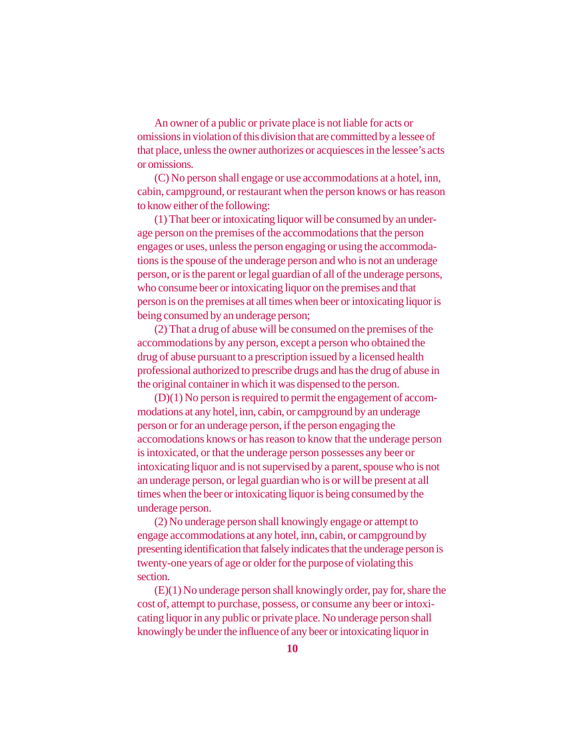An owner of a public or private place is not liable for acts or omissions in violation of this division that are committed by a lessee of that place, unless the owner authorizes or acquiesces in the lessee's acts or omissions.

(C) No person shall engage or use accommodations at a hotel, inn, cabin, campground, or restaurant when the person knows or has reason to know either of the following:

(1) That beer or intoxicating liquor will be consumed by an underage person on the premises of the accommodations that the person engages or uses, unless the person engaging or using the accommodations is the spouse of the underage person and who is not an underage person, or is the parent or legal guardian of all of the underage persons, who consume beer or intoxicating liquor on the premises and that person is on the premises at all times when beer or intoxicating liquor is being consumed by an underage person;

(2) That a drug of abuse will be consumed on the premises of the accommodations by any person, except a person who obtained the drug of abuse pursuant to a prescription issued by a licensed health professional authorized to prescribe drugs and has the drug of abuse in the original container in which it was dispensed to the person.

(D)(1) No person is required to permit the engagement of accommodations at any hotel, inn, cabin, or campground by an underage person or for an underage person, if the person engaging the accomodations knows or has reason to know that the underage person is intoxicated, or that the underage person possesses any beer or intoxicating liquor and is not supervised by a parent, spouse who is not an underage person, or legal guardian who is or will be present at all times when the beer or intoxicating liquor is being consumed by the underage person.

(2) No underage person shall knowingly engage or attempt to engage accommodations at any hotel, inn, cabin, or campground by presenting identification that falsely indicates that the underage person is twenty-one years of age or older for the purpose of violating this section.

(E)(1) No underage person shall knowingly order, pay for, share the cost of, attempt to purchase, possess, or consume any beer or intoxicating liquor in any public or private place. No underage person shall knowingly be under the influence of any beer or intoxicating liquor in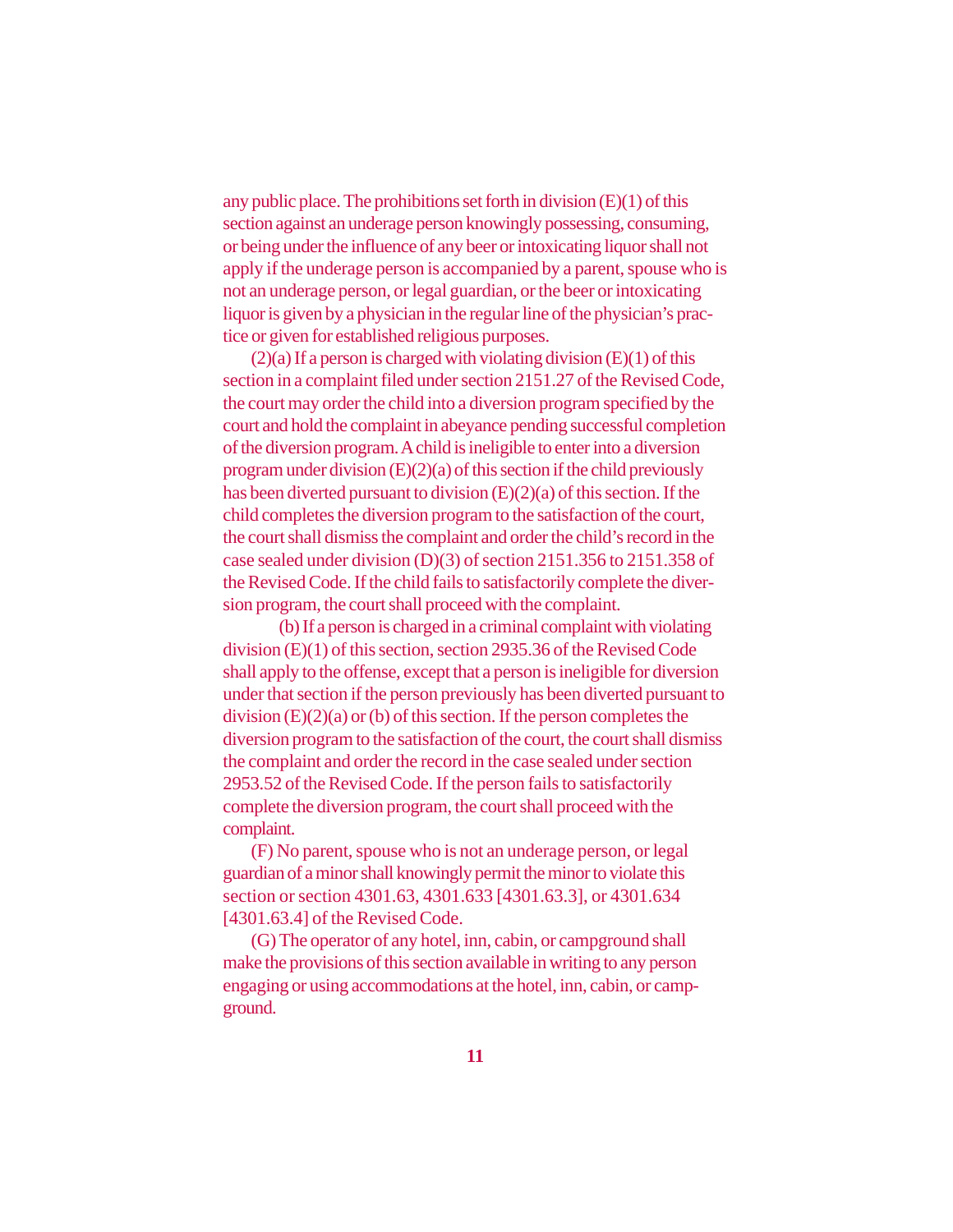any public place. The prohibitions set forth in division (E)(1) of this section against an underage person knowingly possessing, consuming, or being under the influence of any beer or intoxicating liquor shall not apply if the underage person is accompanied by a parent, spouse who is not an underage person, or legal guardian, or the beer or intoxicating liquor is given by a physician in the regular line of the physician's practice or given for established religious purposes.

(2)(a) If a person is charged with violating division (E)(1) of this section in a complaint filed under section 2151.27 of the Revised Code, the court may order the child into a diversion program specified by the court and hold the complaint in abeyance pending successful completion of the diversion program. A child is ineligible to enter into a diversion program under division (E)(2)(a) of this section if the child previously has been diverted pursuant to division (E)(2)(a) of this section. If the child completes the diversion program to the satisfaction of the court, the court shall dismiss the complaint and order the child's record in the case sealed under division (D)(3) of section 2151.356 to 2151.358 of the Revised Code. If the child fails to satisfactorily complete the diversion program, the court shall proceed with the complaint.

(b) If a person is charged in a criminal complaint with violating division (E)(1) of this section, section 2935.36 of the Revised Code shall apply to the offense, except that a person is ineligible for diversion under that section if the person previously has been diverted pursuant to division (E)(2)(a) or (b) of this section. If the person completes the diversion program to the satisfaction of the court, the court shall dismiss the complaint and order the record in the case sealed under section 2953.52 of the Revised Code. If the person fails to satisfactorily complete the diversion program, the court shall proceed with the complaint.

(F) No parent, spouse who is not an underage person, or legal guardian of a minor shall knowingly permit the minor to violate this section or section 4301.63, 4301.633 [4301.63.3], or 4301.634 [4301.63.4] of the Revised Code.

(G) The operator of any hotel, inn, cabin, or campground shall make the provisions of this section available in writing to any person engaging or using accommodations at the hotel, inn, cabin, or campground.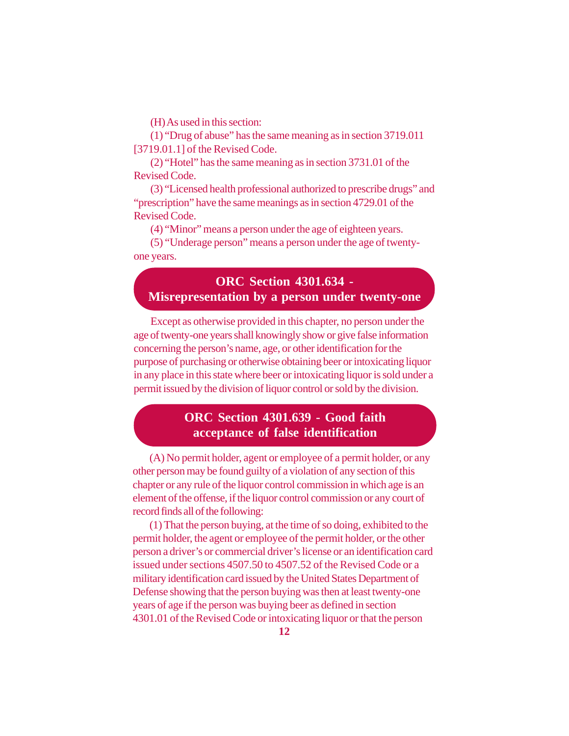(H) As used in this section:

(1) "Drug of abuse" has the same meaning as in section 3719.011 [3719.01.1] of the Revised Code.

(2) "Hotel" has the same meaning as in section 3731.01 of the Revised Code.

(3) "Licensed health professional authorized to prescribe drugs" and "prescription" have the same meanings as in section 4729.01 of the Revised Code.

(4) "Minor" means a person under the age of eighteen years.

(5) "Underage person" means a person under the age of twenty-one years.

## ORC Section 4301.634 - Misrepresentation by a person under twenty-one

Except as otherwise provided in this chapter, no person under the age of twenty-one years shall knowingly show or give false information concerning the person's name, age, or other identification for the purpose of purchasing or otherwise obtaining beer or intoxicating liquor in any place in this state where beer or intoxicating liquor is sold under a permit issued by the division of liquor control or sold by the division.

## ORC Section 4301.639 - Good faith acceptance of false identification

(A) No permit holder, agent or employee of a permit holder, or any other person may be found guilty of a violation of any section of this chapter or any rule of the liquor control commission in which age is an element of the offense, if the liquor control commission or any court of record finds all of the following:

(1) That the person buying, at the time of so doing, exhibited to the permit holder, the agent or employee of the permit holder, or the other person a driver's or commercial driver's license or an identification card issued under sections 4507.50 to 4507.52 of the Revised Code or a military identification card issued by the United States Department of Defense showing that the person buying was then at least twenty-one years of age if the person was buying beer as defined in section 4301.01 of the Revised Code or intoxicating liquor or that the person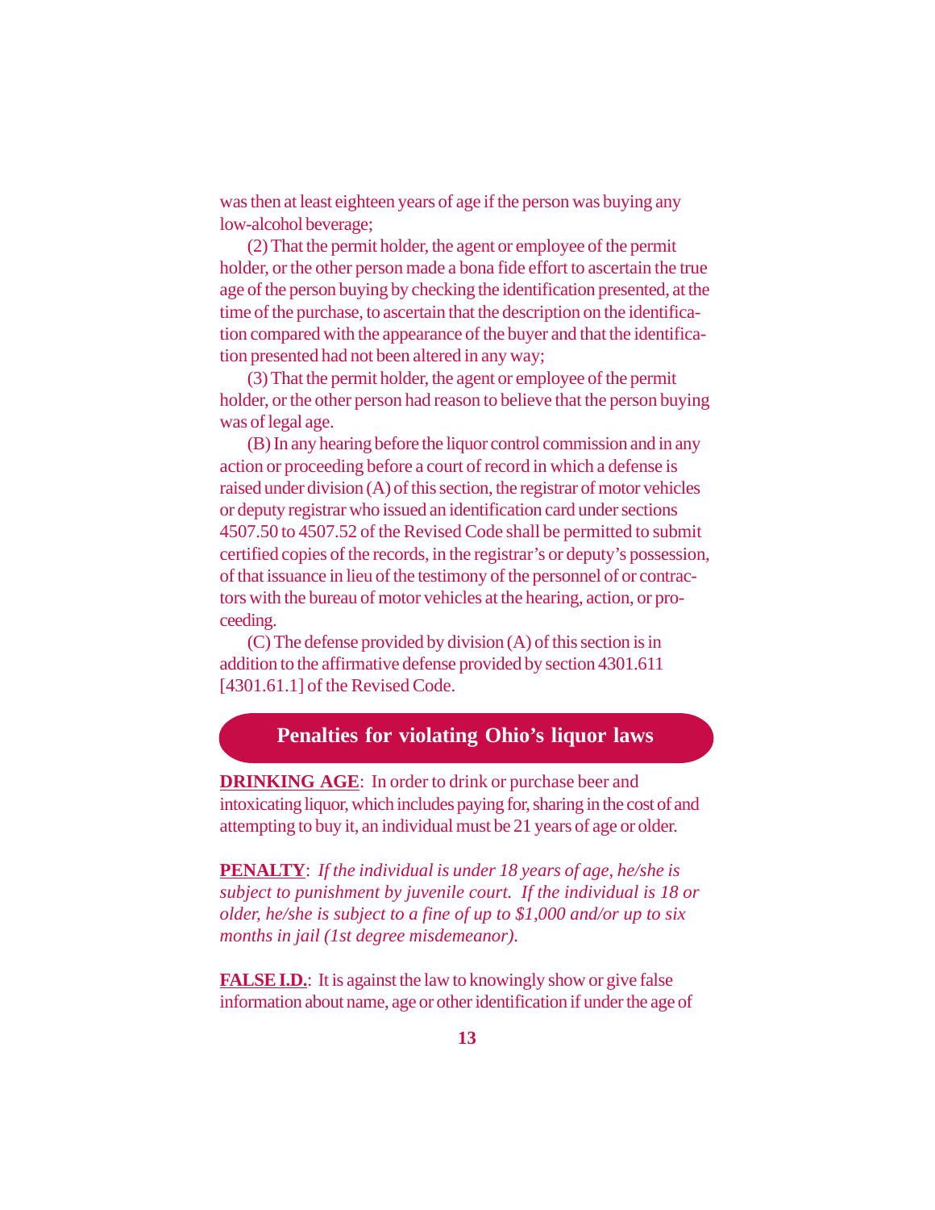was then at least eighteen years of age if the person was buying any low-alcohol beverage;

(2) That the permit holder, the agent or employee of the permit holder, or the other person made a bona fide effort to ascertain the true age of the person buying by checking the identification presented, at the time of the purchase, to ascertain that the description on the identification compared with the appearance of the buyer and that the identification presented had not been altered in any way;

(3) That the permit holder, the agent or employee of the permit holder, or the other person had reason to believe that the person buying was of legal age.

(B) In any hearing before the liquor control commission and in any action or proceeding before a court of record in which a defense is raised under division (A) of this section, the registrar of motor vehicles or deputy registrar who issued an identification card under sections 4507.50 to 4507.52 of the Revised Code shall be permitted to submit certified copies of the records, in the registrar's or deputy's possession, of that issuance in lieu of the testimony of the personnel of or contractors with the bureau of motor vehicles at the hearing, action, or proceeding.

(C) The defense provided by division (A) of this section is in addition to the affirmative defense provided by section 4301.611 [4301.61.1] of the Revised Code.

## Penalties for violating Ohio's liquor laws

**DRINKING AGE**: In order to drink or purchase beer and intoxicating liquor, which includes paying for, sharing in the cost of and attempting to buy it, an individual must be 21 years of age or older.

**PENALTY**: *If the individual is under 18 years of age, he/she is subject to punishment by juvenile court. If the individual is 18 or older, he/she is subject to a fine of up to $1,000 and/or up to six months in jail (1st degree misdemeanor).*

**FALSE I.D.**: It is against the law to knowingly show or give false information about name, age or other identification if under the age of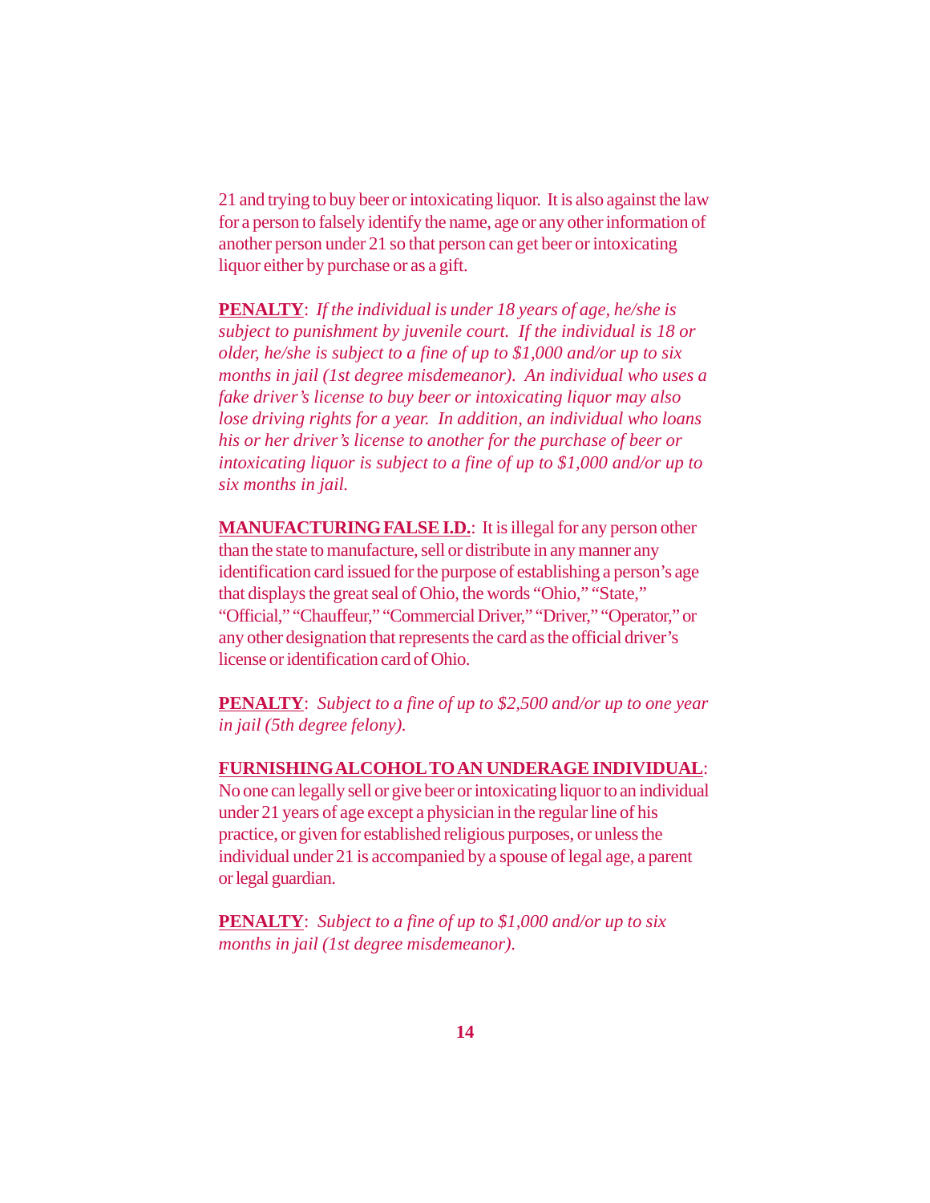21 and trying to buy beer or intoxicating liquor. It is also against the law for a person to falsely identify the name, age or any other information of another person under 21 so that person can get beer or intoxicating liquor either by purchase or as a gift.

**PENALTY**: *If the individual is under 18 years of age, he/she is subject to punishment by juvenile court. If the individual is 18 or older, he/she is subject to a fine of up to $1,000 and/or up to six months in jail (1st degree misdemeanor). An individual who uses a fake driver's license to buy beer or intoxicating liquor may also lose driving rights for a year. In addition, an individual who loans his or her driver's license to another for the purchase of beer or intoxicating liquor is subject to a fine of up to $1,000 and/or up to six months in jail.*

**MANUFACTURING FALSE I.D.**: It is illegal for any person other than the state to manufacture, sell or distribute in any manner any identification card issued for the purpose of establishing a person's age that displays the great seal of Ohio, the words "Ohio," "State," "Official," "Chauffeur," "Commercial Driver," "Driver," "Operator," or any other designation that represents the card as the official driver's license or identification card of Ohio.

**PENALTY**: *Subject to a fine of up to $2,500 and/or up to one year in jail (5th degree felony).*

**FURNISHING ALCOHOL TO AN UNDERAGE INDIVIDUAL**: No one can legally sell or give beer or intoxicating liquor to an individual under 21 years of age except a physician in the regular line of his practice, or given for established religious purposes, or unless the individual under 21 is accompanied by a spouse of legal age, a parent or legal guardian.

**PENALTY**: *Subject to a fine of up to $1,000 and/or up to six months in jail (1st degree misdemeanor).*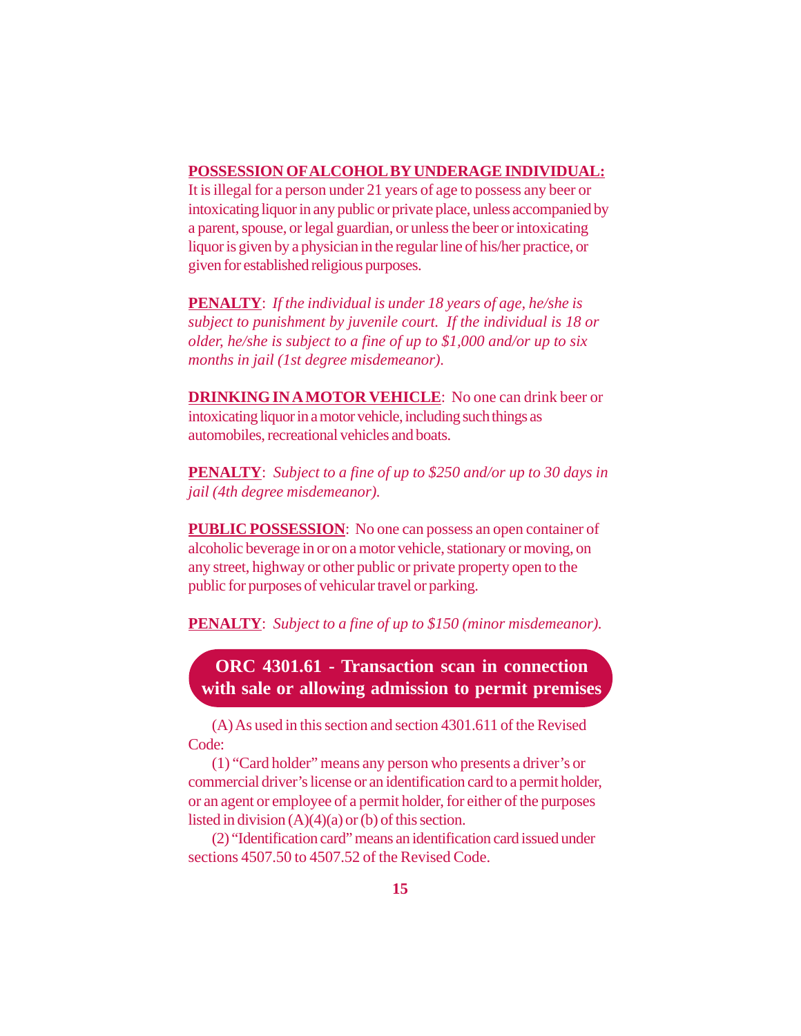**POSSESSION OF ALCOHOL BY UNDERAGE INDIVIDUAL:**
It is illegal for a person under 21 years of age to possess any beer or intoxicating liquor in any public or private place, unless accompanied by a parent, spouse, or legal guardian, or unless the beer or intoxicating liquor is given by a physician in the regular line of his/her practice, or given for established religious purposes.

**PENALTY**: *If the individual is under 18 years of age, he/she is subject to punishment by juvenile court. If the individual is 18 or older, he/she is subject to a fine of up to $1,000 and/or up to six months in jail (1st degree misdemeanor).*

**DRINKING IN A MOTOR VEHICLE**: No one can drink beer or intoxicating liquor in a motor vehicle, including such things as automobiles, recreational vehicles and boats.

**PENALTY**: *Subject to a fine of up to $250 and/or up to 30 days in jail (4th degree misdemeanor).*

**PUBLIC POSSESSION**: No one can possess an open container of alcoholic beverage in or on a motor vehicle, stationary or moving, on any street, highway or other public or private property open to the public for purposes of vehicular travel or parking.

**PENALTY**: *Subject to a fine of up to $150 (minor misdemeanor).*

## ORC 4301.61 - Transaction scan in connection with sale or allowing admission to permit premises

(A) As used in this section and section 4301.611 of the Revised Code:

(1) "Card holder" means any person who presents a driver's or commercial driver's license or an identification card to a permit holder, or an agent or employee of a permit holder, for either of the purposes listed in division (A)(4)(a) or (b) of this section.

(2) "Identification card" means an identification card issued under sections 4507.50 to 4507.52 of the Revised Code.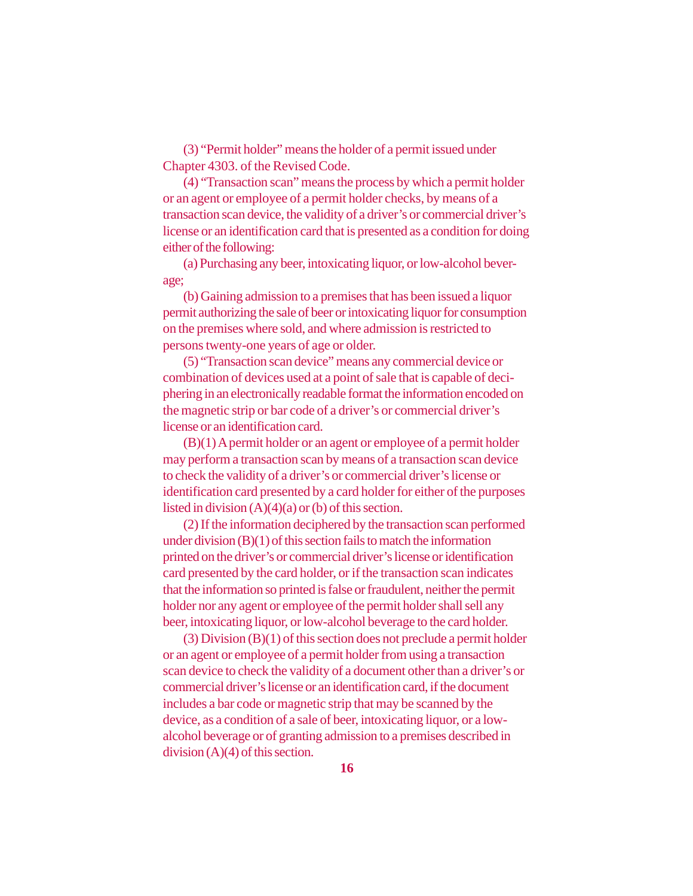(3) "Permit holder" means the holder of a permit issued under Chapter 4303. of the Revised Code.

(4) "Transaction scan" means the process by which a permit holder or an agent or employee of a permit holder checks, by means of a transaction scan device, the validity of a driver's or commercial driver's license or an identification card that is presented as a condition for doing either of the following:

(a) Purchasing any beer, intoxicating liquor, or low-alcohol beverage;

(b) Gaining admission to a premises that has been issued a liquor permit authorizing the sale of beer or intoxicating liquor for consumption on the premises where sold, and where admission is restricted to persons twenty-one years of age or older.

(5) "Transaction scan device" means any commercial device or combination of devices used at a point of sale that is capable of deciphering in an electronically readable format the information encoded on the magnetic strip or bar code of a driver's or commercial driver's license or an identification card.

(B)(1) A permit holder or an agent or employee of a permit holder may perform a transaction scan by means of a transaction scan device to check the validity of a driver's or commercial driver's license or identification card presented by a card holder for either of the purposes listed in division (A)(4)(a) or (b) of this section.

(2) If the information deciphered by the transaction scan performed under division (B)(1) of this section fails to match the information printed on the driver's or commercial driver's license or identification card presented by the card holder, or if the transaction scan indicates that the information so printed is false or fraudulent, neither the permit holder nor any agent or employee of the permit holder shall sell any beer, intoxicating liquor, or low-alcohol beverage to the card holder.

(3) Division (B)(1) of this section does not preclude a permit holder or an agent or employee of a permit holder from using a transaction scan device to check the validity of a document other than a driver's or commercial driver's license or an identification card, if the document includes a bar code or magnetic strip that may be scanned by the device, as a condition of a sale of beer, intoxicating liquor, or a low-alcohol beverage or of granting admission to a premises described in division (A)(4) of this section.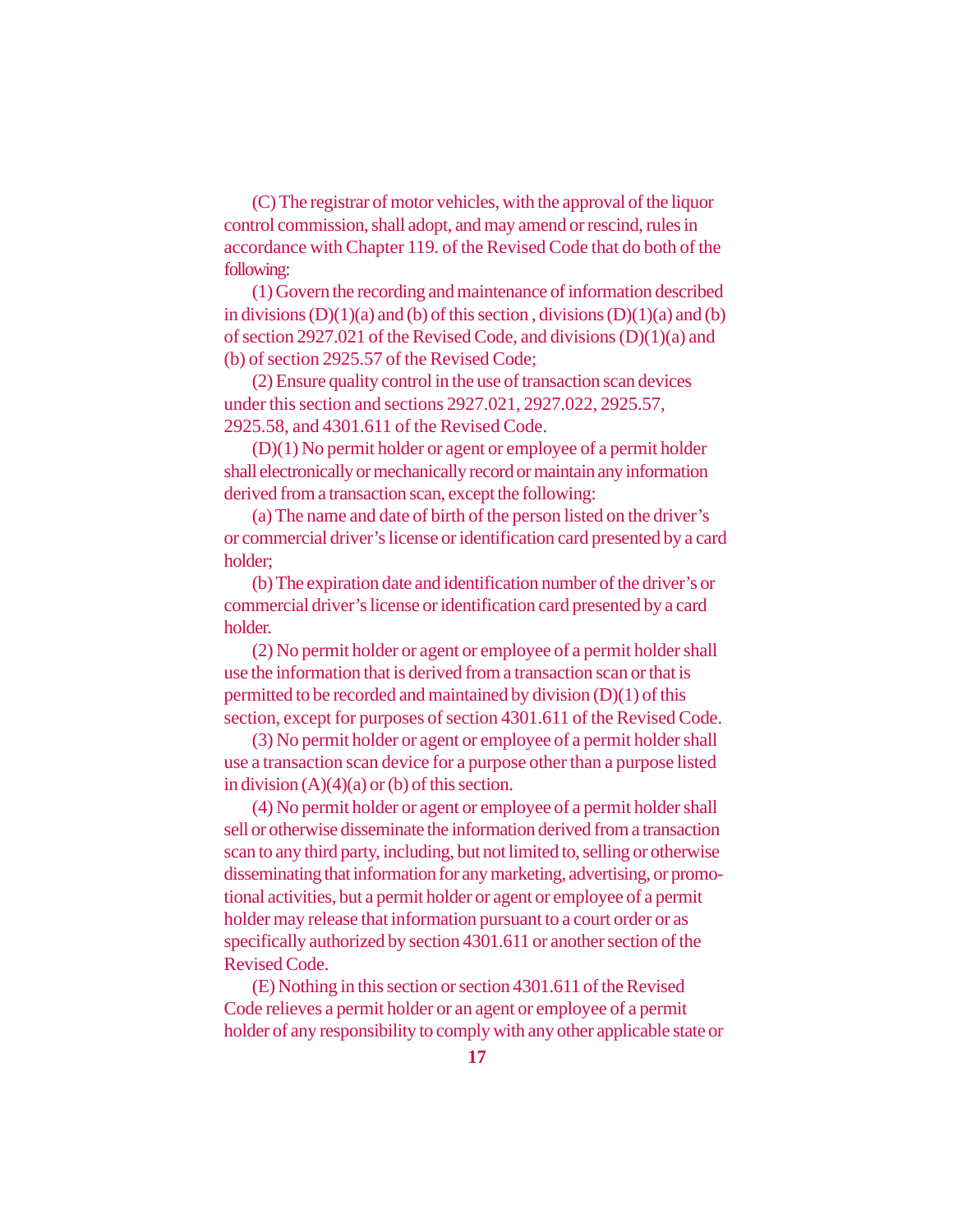(C) The registrar of motor vehicles, with the approval of the liquor control commission, shall adopt, and may amend or rescind, rules in accordance with Chapter 119. of the Revised Code that do both of the following:

(1) Govern the recording and maintenance of information described in divisions (D)(1)(a) and (b) of this section , divisions (D)(1)(a) and (b) of section 2927.021 of the Revised Code, and divisions (D)(1)(a) and (b) of section 2925.57 of the Revised Code;

(2) Ensure quality control in the use of transaction scan devices under this section and sections 2927.021, 2927.022, 2925.57, 2925.58, and 4301.611 of the Revised Code.

(D)(1) No permit holder or agent or employee of a permit holder shall electronically or mechanically record or maintain any information derived from a transaction scan, except the following:

(a) The name and date of birth of the person listed on the driver's or commercial driver's license or identification card presented by a card holder;

(b) The expiration date and identification number of the driver's or commercial driver's license or identification card presented by a card holder.

(2) No permit holder or agent or employee of a permit holder shall use the information that is derived from a transaction scan or that is permitted to be recorded and maintained by division (D)(1) of this section, except for purposes of section 4301.611 of the Revised Code.

(3) No permit holder or agent or employee of a permit holder shall use a transaction scan device for a purpose other than a purpose listed in division (A)(4)(a) or (b) of this section.

(4) No permit holder or agent or employee of a permit holder shall sell or otherwise disseminate the information derived from a transaction scan to any third party, including, but not limited to, selling or otherwise disseminating that information for any marketing, advertising, or promotional activities, but a permit holder or agent or employee of a permit holder may release that information pursuant to a court order or as specifically authorized by section 4301.611 or another section of the Revised Code.

(E) Nothing in this section or section 4301.611 of the Revised Code relieves a permit holder or an agent or employee of a permit holder of any responsibility to comply with any other applicable state or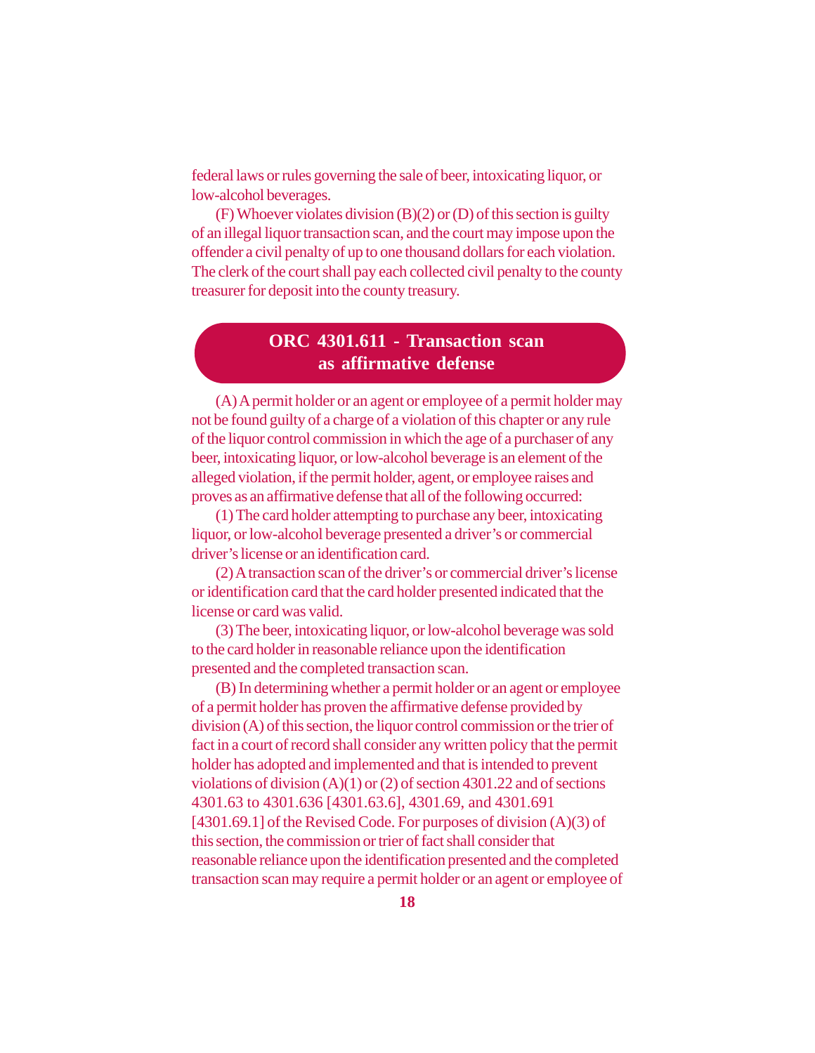federal laws or rules governing the sale of beer, intoxicating liquor, or low-alcohol beverages.

(F) Whoever violates division (B)(2) or (D) of this section is guilty of an illegal liquor transaction scan, and the court may impose upon the offender a civil penalty of up to one thousand dollars for each violation. The clerk of the court shall pay each collected civil penalty to the county treasurer for deposit into the county treasury.

## ORC 4301.611 - Transaction scan as affirmative defense

(A) A permit holder or an agent or employee of a permit holder may not be found guilty of a charge of a violation of this chapter or any rule of the liquor control commission in which the age of a purchaser of any beer, intoxicating liquor, or low-alcohol beverage is an element of the alleged violation, if the permit holder, agent, or employee raises and proves as an affirmative defense that all of the following occurred:

(1) The card holder attempting to purchase any beer, intoxicating liquor, or low-alcohol beverage presented a driver's or commercial driver's license or an identification card.

(2) A transaction scan of the driver's or commercial driver's license or identification card that the card holder presented indicated that the license or card was valid.

(3) The beer, intoxicating liquor, or low-alcohol beverage was sold to the card holder in reasonable reliance upon the identification presented and the completed transaction scan.

(B) In determining whether a permit holder or an agent or employee of a permit holder has proven the affirmative defense provided by division (A) of this section, the liquor control commission or the trier of fact in a court of record shall consider any written policy that the permit holder has adopted and implemented and that is intended to prevent violations of division (A)(1) or (2) of section 4301.22 and of sections 4301.63 to 4301.636 [4301.63.6], 4301.69, and 4301.691 [4301.69.1] of the Revised Code. For purposes of division (A)(3) of this section, the commission or trier of fact shall consider that reasonable reliance upon the identification presented and the completed transaction scan may require a permit holder or an agent or employee of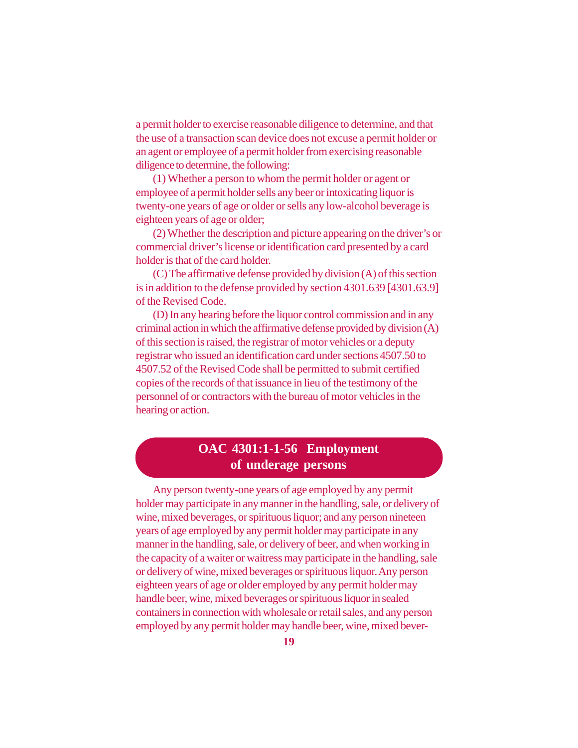a permit holder to exercise reasonable diligence to determine, and that the use of a transaction scan device does not excuse a permit holder or an agent or employee of a permit holder from exercising reasonable diligence to determine, the following:

(1) Whether a person to whom the permit holder or agent or employee of a permit holder sells any beer or intoxicating liquor is twenty-one years of age or older or sells any low-alcohol beverage is eighteen years of age or older;

(2) Whether the description and picture appearing on the driver's or commercial driver's license or identification card presented by a card holder is that of the card holder.

(C) The affirmative defense provided by division (A) of this section is in addition to the defense provided by section 4301.639 [4301.63.9] of the Revised Code.

(D) In any hearing before the liquor control commission and in any criminal action in which the affirmative defense provided by division (A) of this section is raised, the registrar of motor vehicles or a deputy registrar who issued an identification card under sections 4507.50 to 4507.52 of the Revised Code shall be permitted to submit certified copies of the records of that issuance in lieu of the testimony of the personnel of or contractors with the bureau of motor vehicles in the hearing or action.

## OAC 4301:1-1-56 Employment of underage persons

Any person twenty-one years of age employed by any permit holder may participate in any manner in the handling, sale, or delivery of wine, mixed beverages, or spirituous liquor; and any person nineteen years of age employed by any permit holder may participate in any manner in the handling, sale, or delivery of beer, and when working in the capacity of a waiter or waitress may participate in the handling, sale or delivery of wine, mixed beverages or spirituous liquor. Any person eighteen years of age or older employed by any permit holder may handle beer, wine, mixed beverages or spirituous liquor in sealed containers in connection with wholesale or retail sales, and any person employed by any permit holder may handle beer, wine, mixed bever-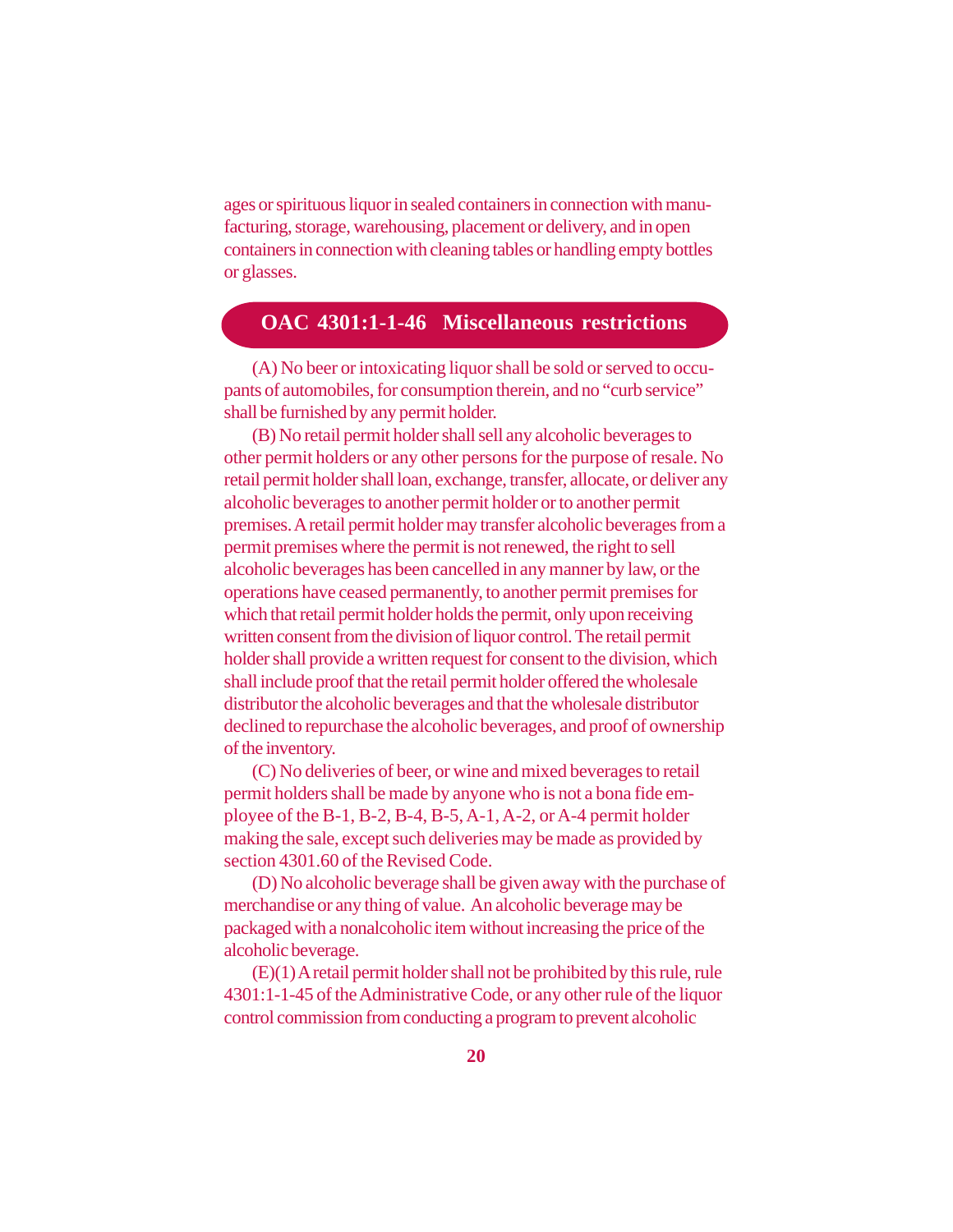ages or spirituous liquor in sealed containers in connection with manufacturing, storage, warehousing, placement or delivery, and in open containers in connection with cleaning tables or handling empty bottles or glasses.

## OAC 4301:1-1-46 Miscellaneous restrictions

(A) No beer or intoxicating liquor shall be sold or served to occupants of automobiles, for consumption therein, and no "curb service" shall be furnished by any permit holder.

(B) No retail permit holder shall sell any alcoholic beverages to other permit holders or any other persons for the purpose of resale. No retail permit holder shall loan, exchange, transfer, allocate, or deliver any alcoholic beverages to another permit holder or to another permit premises. A retail permit holder may transfer alcoholic beverages from a permit premises where the permit is not renewed, the right to sell alcoholic beverages has been cancelled in any manner by law, or the operations have ceased permanently, to another permit premises for which that retail permit holder holds the permit, only upon receiving written consent from the division of liquor control. The retail permit holder shall provide a written request for consent to the division, which shall include proof that the retail permit holder offered the wholesale distributor the alcoholic beverages and that the wholesale distributor declined to repurchase the alcoholic beverages, and proof of ownership of the inventory.

(C) No deliveries of beer, or wine and mixed beverages to retail permit holders shall be made by anyone who is not a bona fide employee of the B-1, B-2, B-4, B-5, A-1, A-2, or A-4 permit holder making the sale, except such deliveries may be made as provided by section 4301.60 of the Revised Code.

(D) No alcoholic beverage shall be given away with the purchase of merchandise or any thing of value. An alcoholic beverage may be packaged with a nonalcoholic item without increasing the price of the alcoholic beverage.

(E)(1) A retail permit holder shall not be prohibited by this rule, rule 4301:1-1-45 of the Administrative Code, or any other rule of the liquor control commission from conducting a program to prevent alcoholic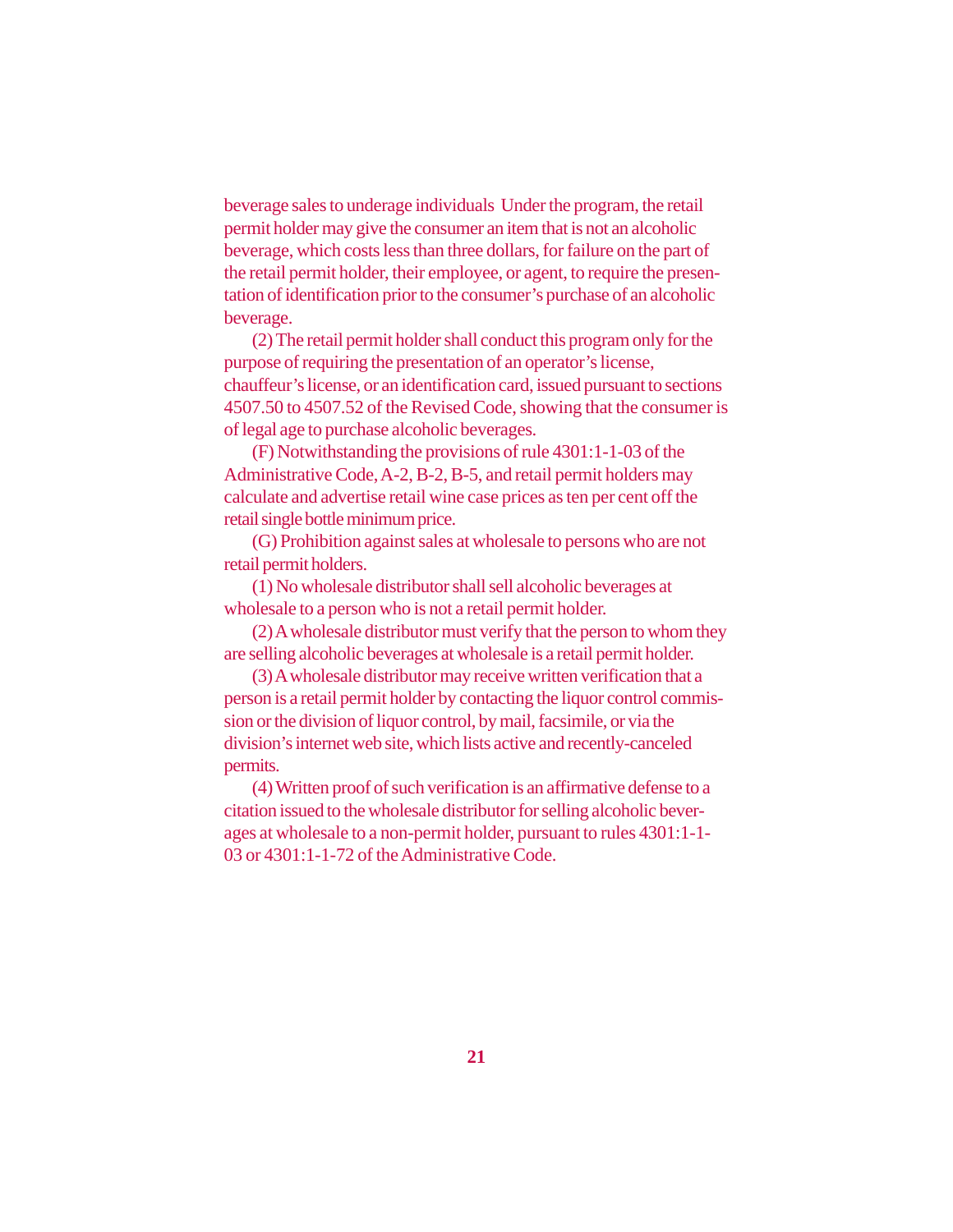beverage sales to underage individuals  Under the program, the retail permit holder may give the consumer an item that is not an alcoholic beverage, which costs less than three dollars, for failure on the part of the retail permit holder, their employee, or agent, to require the presentation of identification prior to the consumer's purchase of an alcoholic beverage.

(2) The retail permit holder shall conduct this program only for the purpose of requiring the presentation of an operator's license, chauffeur's license, or an identification card, issued pursuant to sections 4507.50 to 4507.52 of the Revised Code, showing that the consumer is of legal age to purchase alcoholic beverages.

(F) Notwithstanding the provisions of rule 4301:1-1-03 of the Administrative Code, A-2, B-2, B-5, and retail permit holders may calculate and advertise retail wine case prices as ten per cent off the retail single bottle minimum price.

(G) Prohibition against sales at wholesale to persons who are not retail permit holders.

(1) No wholesale distributor shall sell alcoholic beverages at wholesale to a person who is not a retail permit holder.

(2) A wholesale distributor must verify that the person to whom they are selling alcoholic beverages at wholesale is a retail permit holder.

(3) A wholesale distributor may receive written verification that a person is a retail permit holder by contacting the liquor control commission or the division of liquor control, by mail, facsimile, or via the division's internet web site, which lists active and recently-canceled permits.

(4) Written proof of such verification is an affirmative defense to a citation issued to the wholesale distributor for selling alcoholic beverages at wholesale to a non-permit holder, pursuant to rules 4301:1-1-03 or 4301:1-1-72 of the Administrative Code.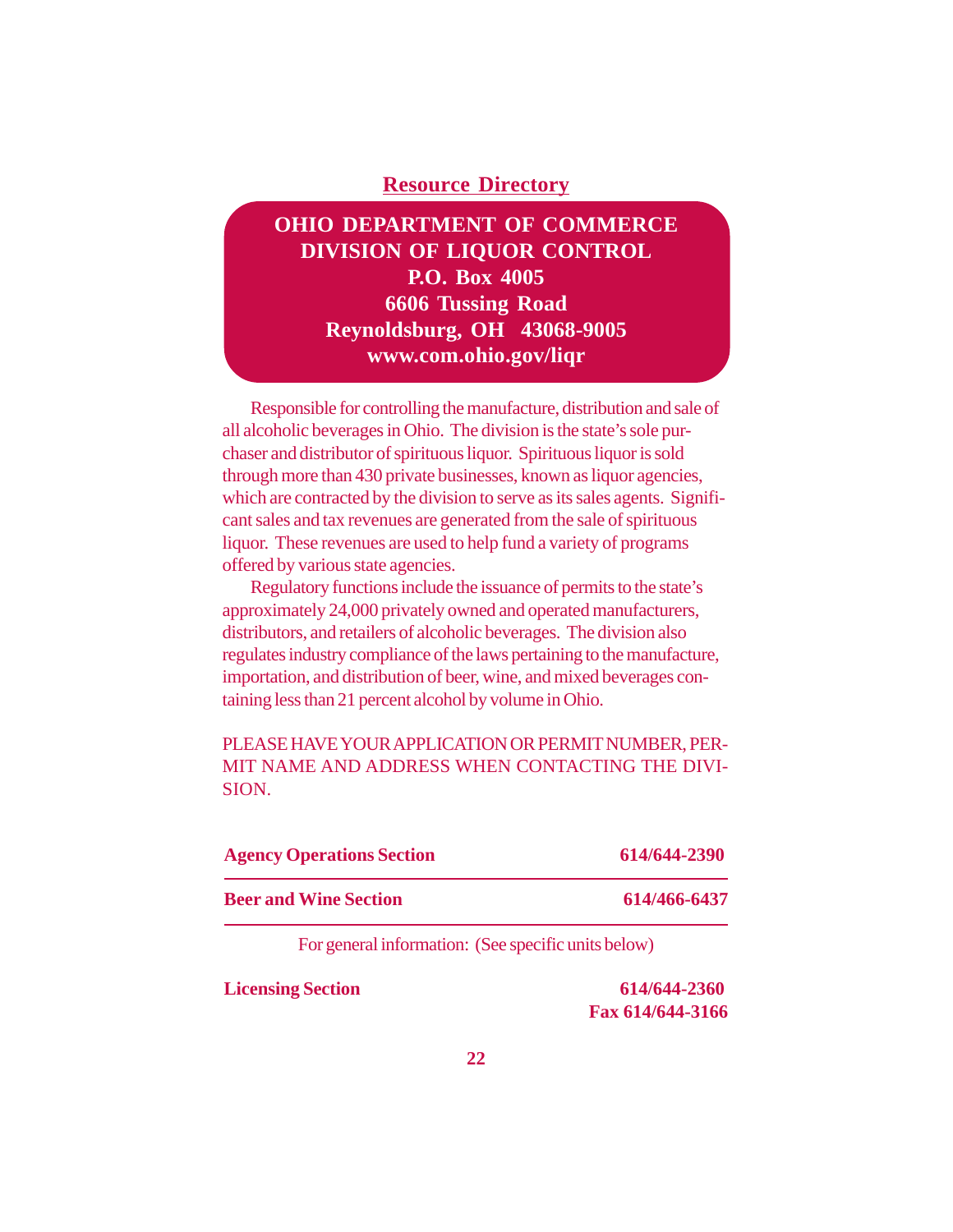## Resource Directory

**OHIO DEPARTMENT OF COMMERCE**
**DIVISION OF LIQUOR CONTROL**
**P.O. Box 4005**
**6606 Tussing Road**
**Reynoldsburg, OH 43068-9005**
**www.com.ohio.gov/liqr**

Responsible for controlling the manufacture, distribution and sale of all alcoholic beverages in Ohio. The division is the state's sole purchaser and distributor of spirituous liquor. Spirituous liquor is sold through more than 430 private businesses, known as liquor agencies, which are contracted by the division to serve as its sales agents. Significant sales and tax revenues are generated from the sale of spirituous liquor. These revenues are used to help fund a variety of programs offered by various state agencies.

Regulatory functions include the issuance of permits to the state's approximately 24,000 privately owned and operated manufacturers, distributors, and retailers of alcoholic beverages. The division also regulates industry compliance of the laws pertaining to the manufacture, importation, and distribution of beer, wine, and mixed beverages containing less than 21 percent alcohol by volume in Ohio.

PLEASE HAVE YOUR APPLICATION OR PERMIT NUMBER, PERMIT NAME AND ADDRESS WHEN CONTACTING THE DIVISION.

**Agency Operations Section** — **614/644-2390**

**Beer and Wine Section** — **614/466-6437**

For general information: (See specific units below)

**Licensing Section** — **614/644-2360**
**Fax 614/644-3166**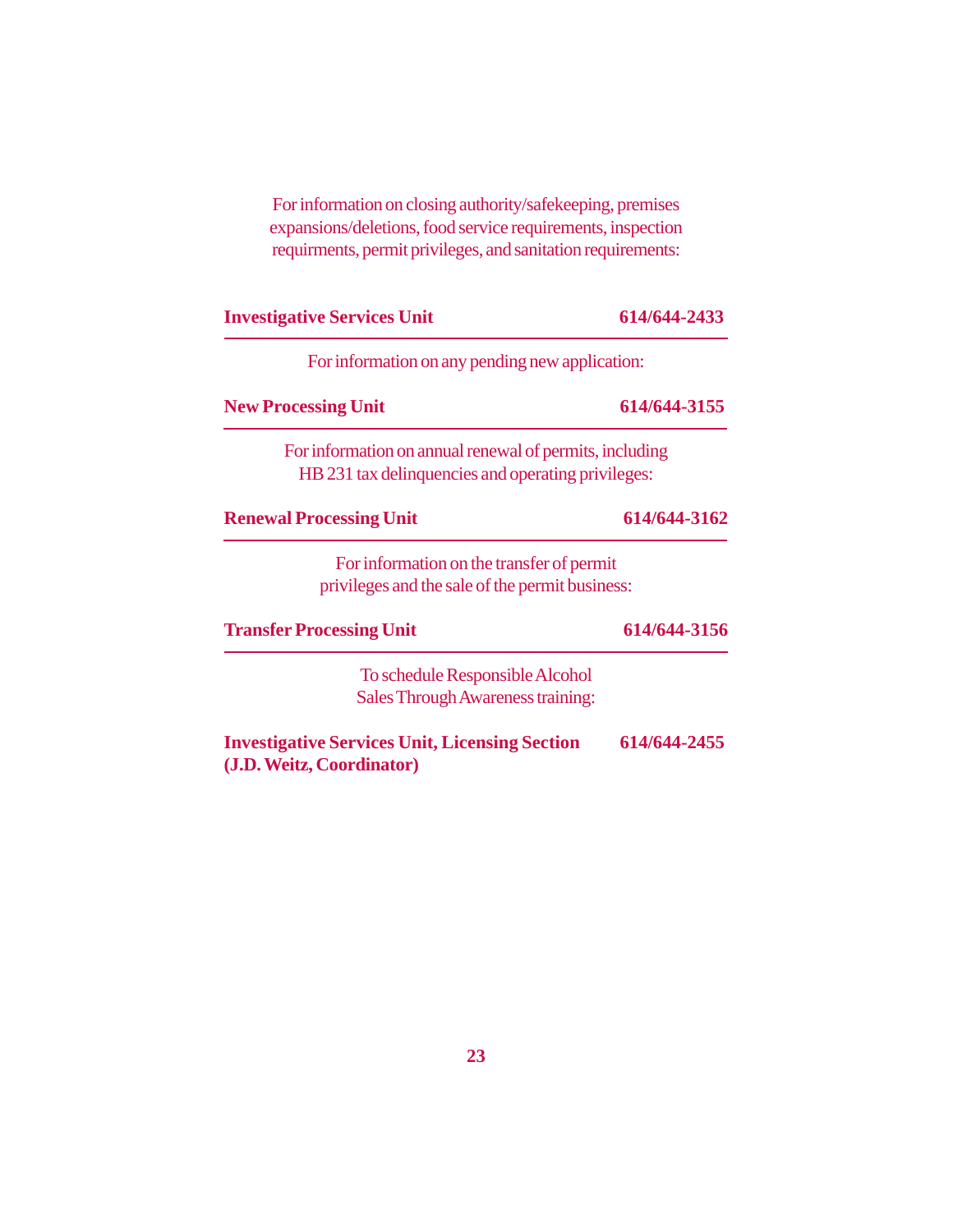For information on closing authority/safekeeping, premises expansions/deletions, food service requirements, inspection requirments, permit privileges, and sanitation requirements:

**Investigative Services Unit** **614/644-2433**

---

For information on any pending new application:

**New Processing Unit** **614/644-3155**

---

For information on annual renewal of permits, including HB 231 tax delinquencies and operating privileges:

**Renewal Processing Unit** **614/644-3162**

---

For information on the transfer of permit privileges and the sale of the permit business:

**Transfer Processing Unit** **614/644-3156**

---

To schedule Responsible Alcohol Sales Through Awareness training:

**Investigative Services Unit, Licensing Section** **614/644-2455**
**(J.D. Weitz, Coordinator)**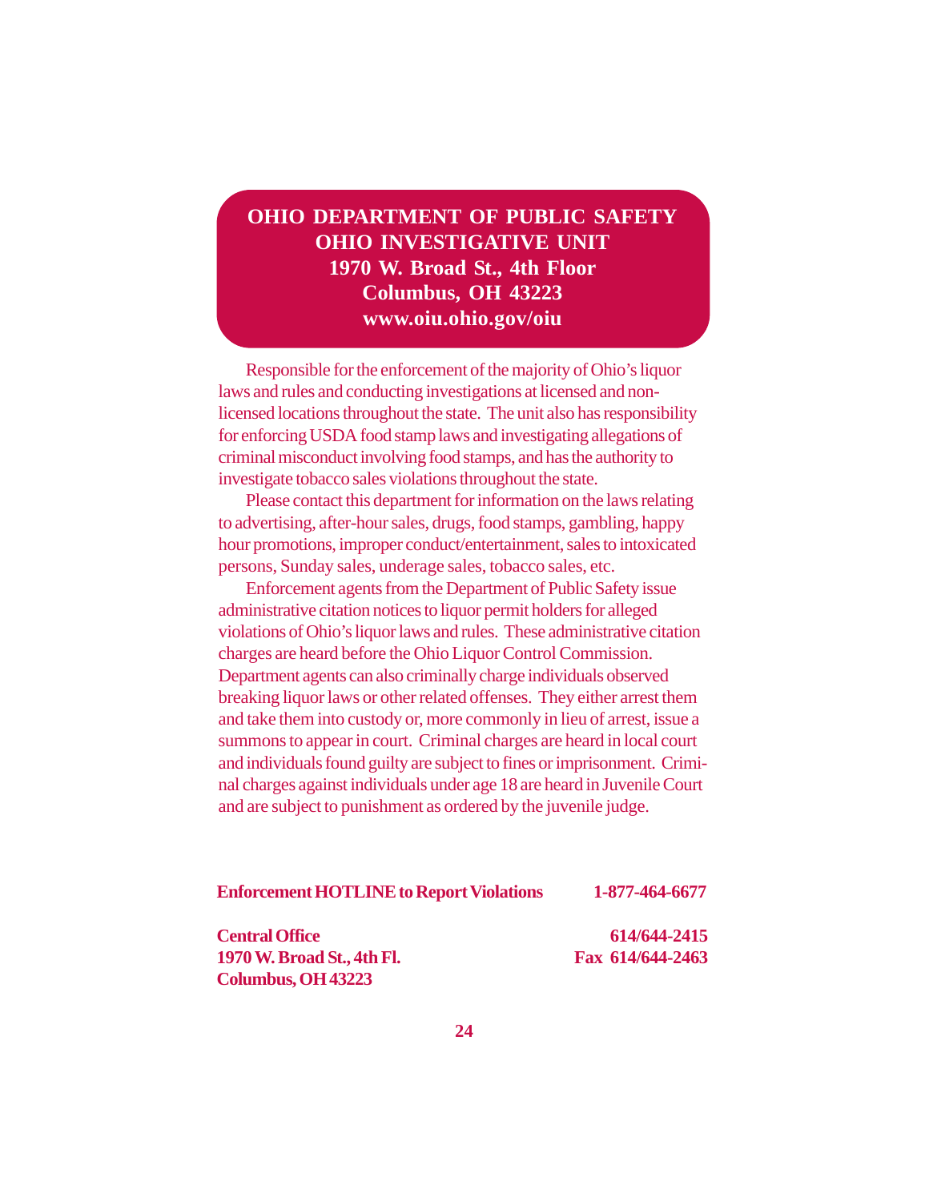**OHIO DEPARTMENT OF PUBLIC SAFETY**
**OHIO INVESTIGATIVE UNIT**
**1970 W. Broad St., 4th Floor**
**Columbus, OH 43223**
**www.oiu.ohio.gov/oiu**

Responsible for the enforcement of the majority of Ohio's liquor laws and rules and conducting investigations at licensed and non-licensed locations throughout the state. The unit also has responsibility for enforcing USDA food stamp laws and investigating allegations of criminal misconduct involving food stamps, and has the authority to investigate tobacco sales violations throughout the state.

Please contact this department for information on the laws relating to advertising, after-hour sales, drugs, food stamps, gambling, happy hour promotions, improper conduct/entertainment, sales to intoxicated persons, Sunday sales, underage sales, tobacco sales, etc.

Enforcement agents from the Department of Public Safety issue administrative citation notices to liquor permit holders for alleged violations of Ohio's liquor laws and rules. These administrative citation charges are heard before the Ohio Liquor Control Commission. Department agents can also criminally charge individuals observed breaking liquor laws or other related offenses. They either arrest them and take them into custody or, more commonly in lieu of arrest, issue a summons to appear in court. Criminal charges are heard in local court and individuals found guilty are subject to fines or imprisonment. Criminal charges against individuals under age 18 are heard in Juvenile Court and are subject to punishment as ordered by the juvenile judge.

**Enforcement HOTLINE to Report Violations** **1-877-464-6677**

**Central Office** **614/644-2415**
**1970 W. Broad St., 4th Fl.** **Fax 614/644-2463**
**Columbus, OH 43223**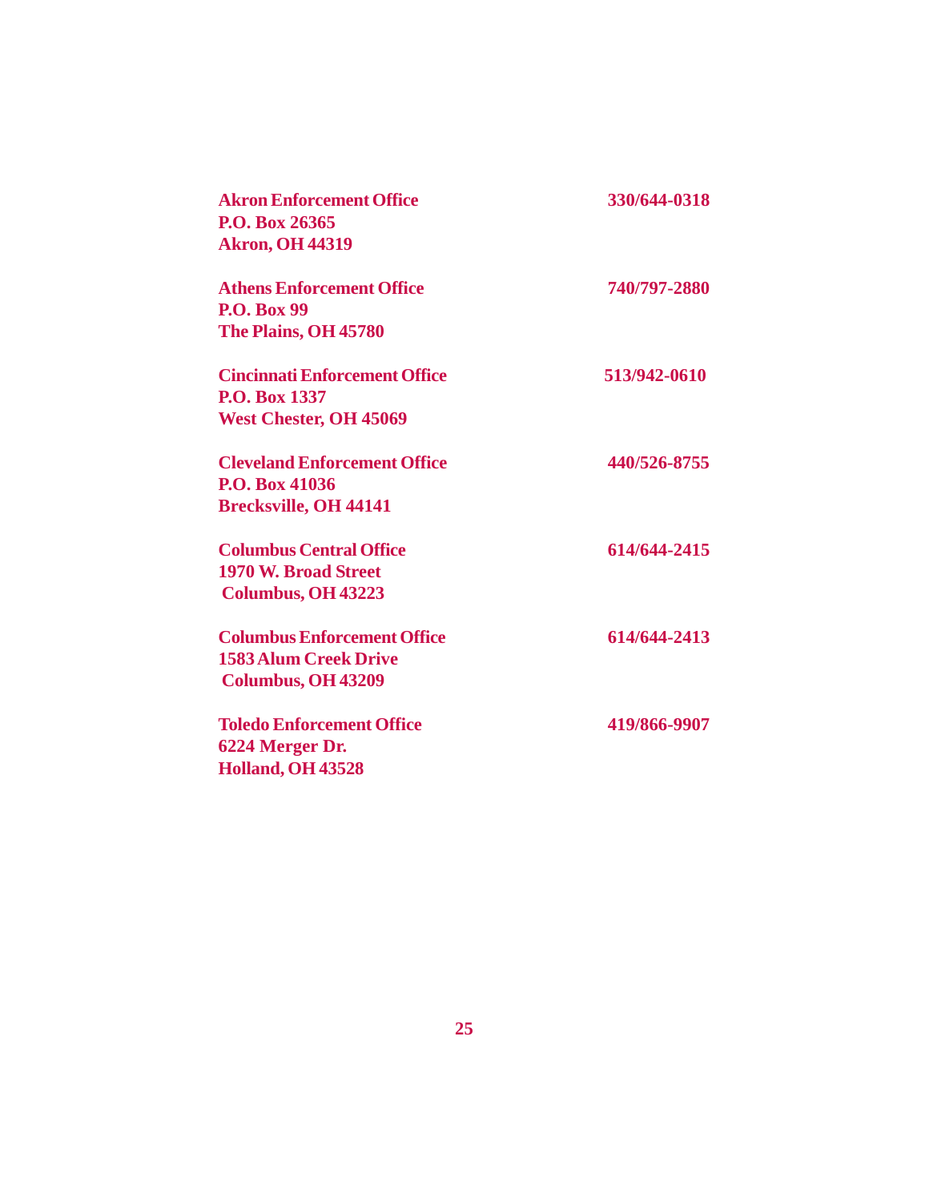**Akron Enforcement Office** **330/644-0318**
**P.O. Box 26365**
**Akron, OH 44319**

**Athens Enforcement Office** **740/797-2880**
**P.O. Box 99**
**The Plains, OH 45780**

**Cincinnati Enforcement Office** **513/942-0610**
**P.O. Box 1337**
**West Chester, OH 45069**

**Cleveland Enforcement Office** **440/526-8755**
**P.O. Box 41036**
**Brecksville, OH 44141**

**Columbus Central Office** **614/644-2415**
**1970 W. Broad Street**
**Columbus, OH 43223**

**Columbus Enforcement Office** **614/644-2413**
**1583 Alum Creek Drive**
**Columbus, OH 43209**

**Toledo Enforcement Office** **419/866-9907**
**6224 Merger Dr.**
**Holland, OH 43528**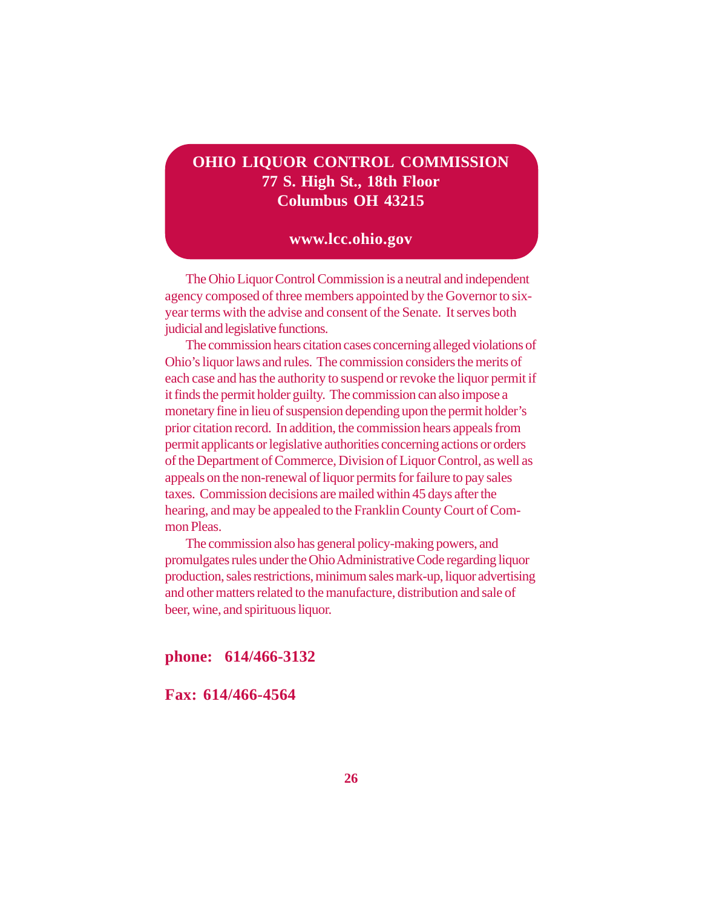# OHIO LIQUOR CONTROL COMMISSION

**77 S. High St., 18th Floor**
**Columbus OH 43215**

**www.lcc.ohio.gov**

The Ohio Liquor Control Commission is a neutral and independent agency composed of three members appointed by the Governor to six-year terms with the advise and consent of the Senate. It serves both judicial and legislative functions.

The commission hears citation cases concerning alleged violations of Ohio's liquor laws and rules. The commission considers the merits of each case and has the authority to suspend or revoke the liquor permit if it finds the permit holder guilty. The commission can also impose a monetary fine in lieu of suspension depending upon the permit holder's prior citation record. In addition, the commission hears appeals from permit applicants or legislative authorities concerning actions or orders of the Department of Commerce, Division of Liquor Control, as well as appeals on the non-renewal of liquor permits for failure to pay sales taxes. Commission decisions are mailed within 45 days after the hearing, and may be appealed to the Franklin County Court of Common Pleas.

The commission also has general policy-making powers, and promulgates rules under the Ohio Administrative Code regarding liquor production, sales restrictions, minimum sales mark-up, liquor advertising and other matters related to the manufacture, distribution and sale of beer, wine, and spirituous liquor.

**phone: 614/466-3132**

**Fax: 614/466-4564**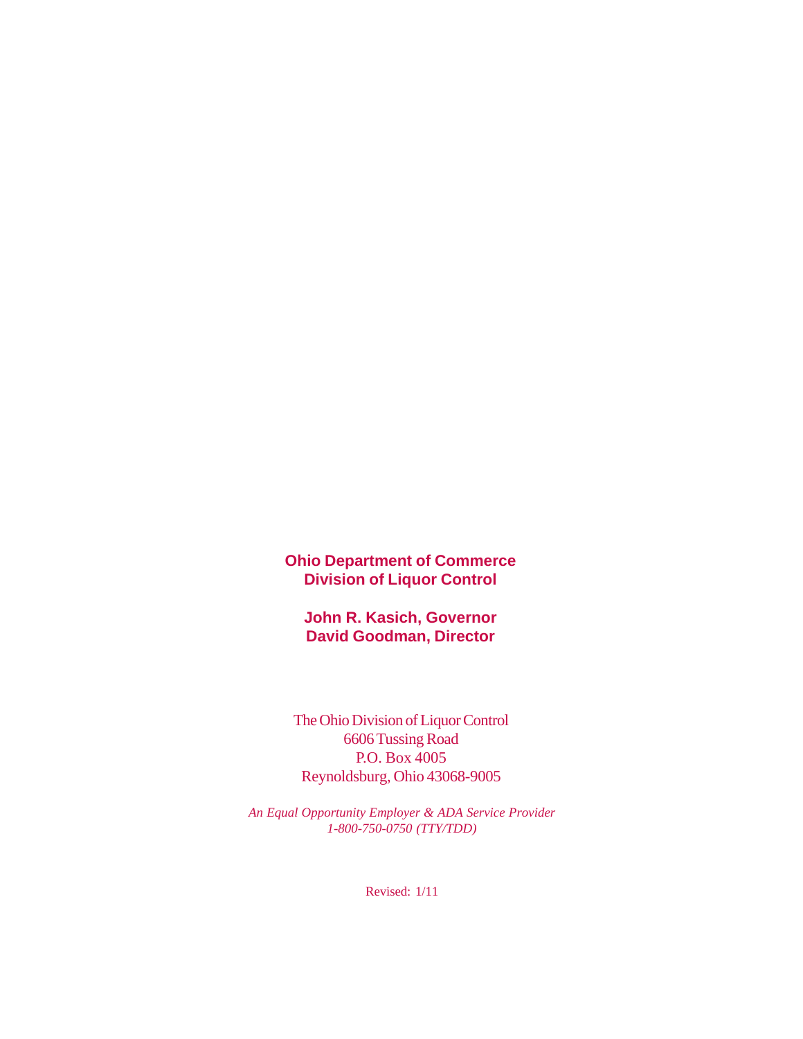**Ohio Department of Commerce**
**Division of Liquor Control**

**John R. Kasich, Governor**
**David Goodman, Director**

The Ohio Division of Liquor Control
6606 Tussing Road
P.O. Box 4005
Reynoldsburg, Ohio 43068-9005

*An Equal Opportunity Employer & ADA Service Provider*
*1-800-750-0750 (TTY/TDD)*

Revised: 1/11